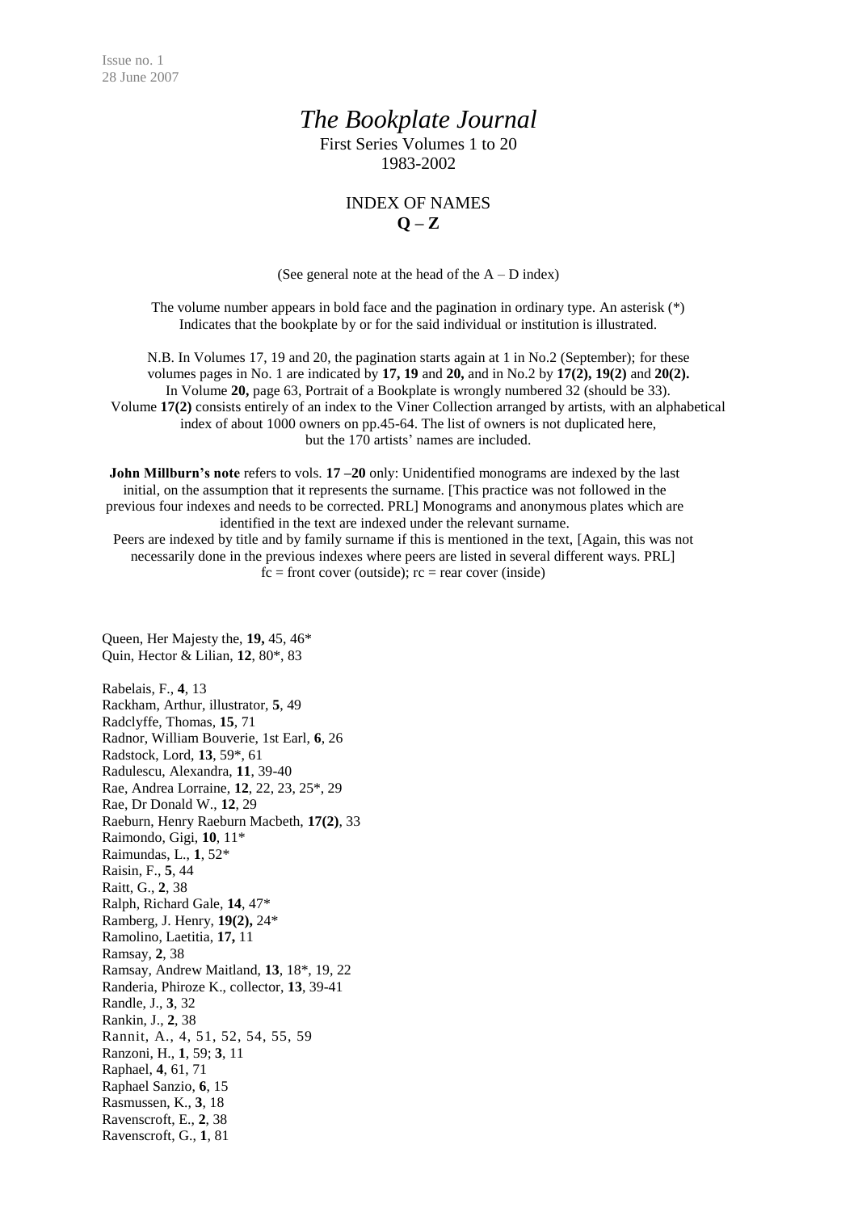Issue no. 1
28 June 2007

# *The Bookplate Journal*

First Series Volumes 1 to 20
1983-2002

## INDEX OF NAMES
**Q – Z**

(See general note at the head of the A – D index)

The volume number appears in bold face and the pagination in ordinary type. An asterisk (*) Indicates that the bookplate by or for the said individual or institution is illustrated.

N.B. In Volumes 17, 19 and 20, the pagination starts again at 1 in No.2 (September); for these volumes pages in No. 1 are indicated by **17, 19** and **20,** and in No.2 by **17(2), 19(2)** and **20(2).** In Volume **20,** page 63, Portrait of a Bookplate is wrongly numbered 32 (should be 33). Volume **17(2)** consists entirely of an index to the Viner Collection arranged by artists, with an alphabetical index of about 1000 owners on pp.45-64. The list of owners is not duplicated here, but the 170 artists' names are included.

**John Millburn's note** refers to vols. **17 –20** only: Unidentified monograms are indexed by the last initial, on the assumption that it represents the surname. [This practice was not followed in the previous four indexes and needs to be corrected. PRL] Monograms and anonymous plates which are identified in the text are indexed under the relevant surname.
Peers are indexed by title and by family surname if this is mentioned in the text, [Again, this was not necessarily done in the previous indexes where peers are listed in several different ways. PRL]
fc = front cover (outside); rc = rear cover (inside)

Queen, Her Majesty the, **19,** 45, 46*
Quin, Hector & Lilian, **12**, 80*, 83

Rabelais, F., **4**, 13
Rackham, Arthur, illustrator, **5**, 49
Radclyffe, Thomas, **15**, 71
Radnor, William Bouverie, 1st Earl, **6**, 26
Radstock, Lord, **13**, 59*, 61
Radulescu, Alexandra, **11**, 39-40
Rae, Andrea Lorraine, **12**, 22, 23, 25*, 29
Rae, Dr Donald W., **12**, 29
Raeburn, Henry Raeburn Macbeth, **17(2)**, 33
Raimondo, Gigi, **10**, 11*
Raimundas, L., **1**, 52*
Raisin, F., **5**, 44
Raitt, G., **2**, 38
Ralph, Richard Gale, **14**, 47*
Ramberg, J. Henry, **19(2),** 24*
Ramolino, Laetitia, **17,** 11
Ramsay, **2**, 38
Ramsay, Andrew Maitland, **13**, 18*, 19, 22
Randeria, Phiroze K., collector, **13**, 39-41
Randle, J., **3**, 32
Rankin, J., **2**, 38
Rannit, A., 4, 51, 52, 54, 55, 59
Ranzoni, H., **1**, 59; **3**, 11
Raphael, **4**, 61, 71
Raphael Sanzio, **6**, 15
Rasmussen, K., **3**, 18
Ravenscroft, E., **2**, 38
Ravenscroft, G., **1**, 81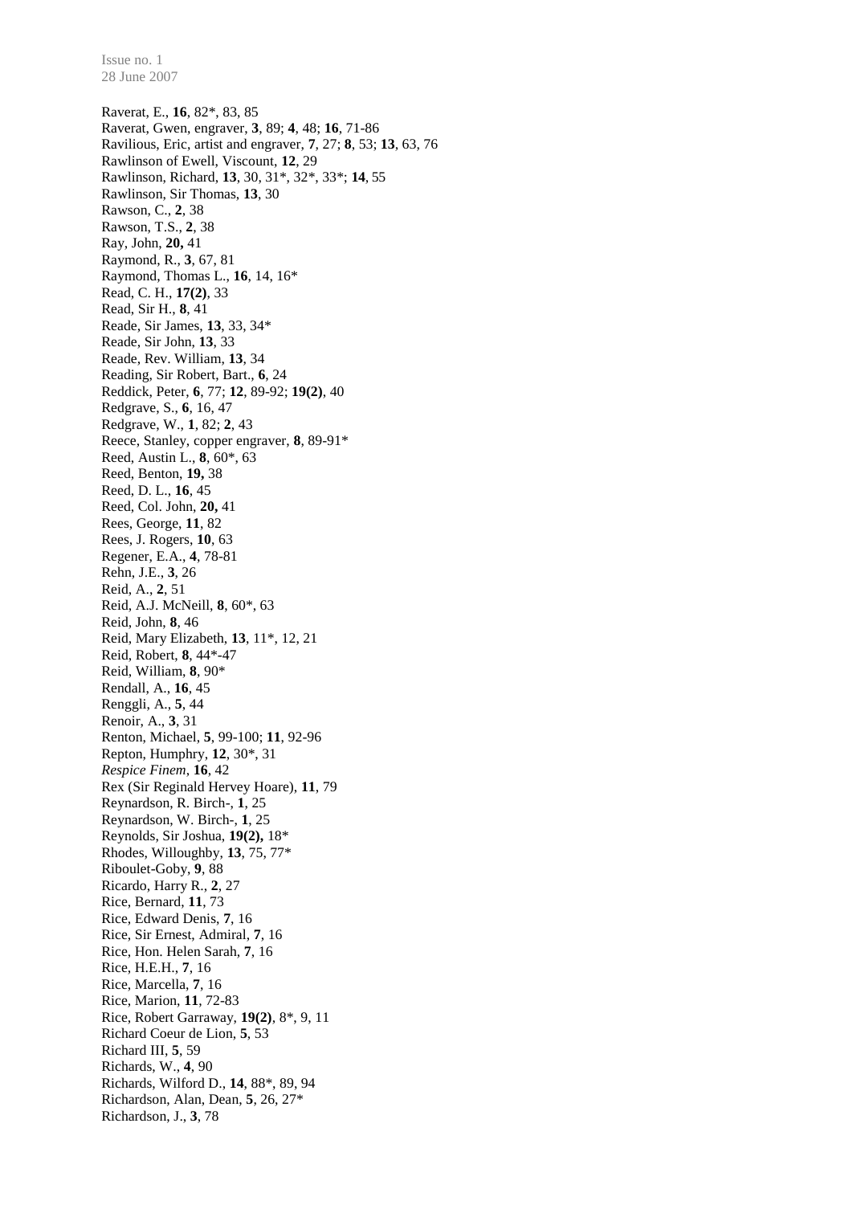Raverat, E., **16**, 82*, 83, 85
Raverat, Gwen, engraver, **3**, 89; **4**, 48; **16**, 71-86
Ravilious, Eric, artist and engraver, **7**, 27; **8**, 53; **13**, 63, 76
Rawlinson of Ewell, Viscount, **12**, 29
Rawlinson, Richard, **13**, 30, 31*, 32*, 33*; **14**, 55
Rawlinson, Sir Thomas, **13**, 30
Rawson, C., **2**, 38
Rawson, T.S., **2**, 38
Ray, John, **20,** 41
Raymond, R., **3**, 67, 81
Raymond, Thomas L., **16**, 14, 16*
Read, C. H., **17(2)**, 33
Read, Sir H., **8**, 41
Reade, Sir James, **13**, 33, 34*
Reade, Sir John, **13**, 33
Reade, Rev. William, **13**, 34
Reading, Sir Robert, Bart., **6**, 24
Reddick, Peter, **6**, 77; **12**, 89-92; **19(2)**, 40
Redgrave, S., **6**, 16, 47
Redgrave, W., **1**, 82; **2**, 43
Reece, Stanley, copper engraver, **8**, 89-91*
Reed, Austin L., **8**, 60*, 63
Reed, Benton, **19,** 38
Reed, D. L., **16**, 45
Reed, Col. John, **20,** 41
Rees, George, **11**, 82
Rees, J. Rogers, **10**, 63
Regener, E.A., **4**, 78-81
Rehn, J.E., **3**, 26
Reid, A., **2**, 51
Reid, A.J. McNeill, **8**, 60*, 63
Reid, John, **8**, 46
Reid, Mary Elizabeth, **13**, 11*, 12, 21
Reid, Robert, **8**, 44*-47
Reid, William, **8**, 90*
Rendall, A., **16**, 45
Renggli, A., **5**, 44
Renoir, A., **3**, 31
Renton, Michael, **5**, 99-100; **11**, 92-96
Repton, Humphry, **12**, 30*, 31
*Respice Finem*, **16**, 42
Rex (Sir Reginald Hervey Hoare), **11**, 79
Reynardson, R. Birch-, **1**, 25
Reynardson, W. Birch-, **1**, 25
Reynolds, Sir Joshua, **19(2),** 18*
Rhodes, Willoughby, **13**, 75, 77*
Riboulet-Goby, **9**, 88
Ricardo, Harry R., **2**, 27
Rice, Bernard, **11**, 73
Rice, Edward Denis, **7**, 16
Rice, Sir Ernest, Admiral, **7**, 16
Rice, Hon. Helen Sarah, **7**, 16
Rice, H.E.H., **7**, 16
Rice, Marcella, **7**, 16
Rice, Marion, **11**, 72-83
Rice, Robert Garraway, **19(2)**, 8*, 9, 11
Richard Coeur de Lion, **5**, 53
Richard III, **5**, 59
Richards, W., **4**, 90
Richards, Wilford D., **14**, 88*, 89, 94
Richardson, Alan, Dean, **5**, 26, 27*
Richardson, J., **3**, 78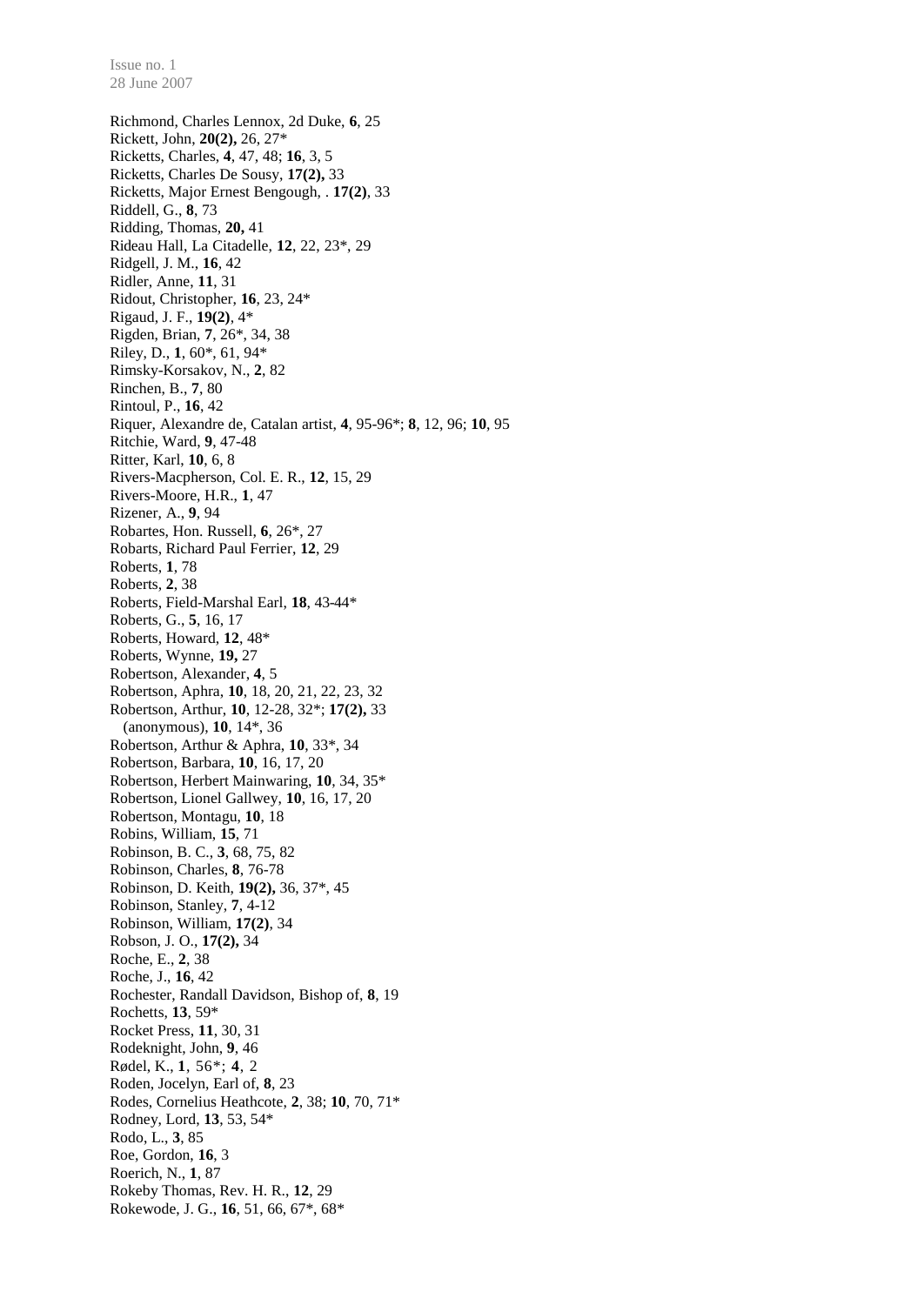Richmond, Charles Lennox, 2d Duke, **6**, 25
Rickett, John, **20(2),** 26, 27*
Ricketts, Charles, **4**, 47, 48; **16**, 3, 5
Ricketts, Charles De Sousy, **17(2),** 33
Ricketts, Major Ernest Bengough, . **17(2)**, 33
Riddell, G., **8**, 73
Ridding, Thomas, **20,** 41
Rideau Hall, La Citadelle, **12**, 22, 23*, 29
Ridgell, J. M., **16**, 42
Ridler, Anne, **11**, 31
Ridout, Christopher, **16**, 23, 24*
Rigaud, J. F., **19(2)**, 4*
Rigden, Brian, **7**, 26*, 34, 38
Riley, D., **1**, 60*, 61, 94*
Rimsky-Korsakov, N., **2**, 82
Rinchen, B., **7**, 80
Rintoul, P., **16**, 42
Riquer, Alexandre de, Catalan artist, **4**, 95-96*; **8**, 12, 96; **10**, 95
Ritchie, Ward, **9**, 47-48
Ritter, Karl, **10**, 6, 8
Rivers-Macpherson, Col. E. R., **12**, 15, 29
Rivers-Moore, H.R., **1**, 47
Rizener, A., **9**, 94
Robartes, Hon. Russell, **6**, 26*, 27
Robarts, Richard Paul Ferrier, **12**, 29
Roberts, **1**, 78
Roberts, **2**, 38
Roberts, Field-Marshal Earl, **18**, 43-44*
Roberts, G., **5**, 16, 17
Roberts, Howard, **12**, 48*
Roberts, Wynne, **19,** 27
Robertson, Alexander, **4**, 5
Robertson, Aphra, **10**, 18, 20, 21, 22, 23, 32
Robertson, Arthur, **10**, 12-28, 32*; **17(2),** 33
  (anonymous), **10**, 14*, 36
Robertson, Arthur & Aphra, **10**, 33*, 34
Robertson, Barbara, **10**, 16, 17, 20
Robertson, Herbert Mainwaring, **10**, 34, 35*
Robertson, Lionel Gallwey, **10**, 16, 17, 20
Robertson, Montagu, **10**, 18
Robins, William, **15**, 71
Robinson, B. C., **3**, 68, 75, 82
Robinson, Charles, **8**, 76-78
Robinson, D. Keith, **19(2),** 36, 37*, 45
Robinson, Stanley, **7**, 4-12
Robinson, William, **17(2)**, 34
Robson, J. O., **17(2),** 34
Roche, E., **2**, 38
Roche, J., **16**, 42
Rochester, Randall Davidson, Bishop of, **8**, 19
Rochetts, **13**, 59*
Rocket Press, **11**, 30, 31
Rodeknight, John, **9**, 46
Rødel, K., **1**, 56*; **4**, 2
Roden, Jocelyn, Earl of, **8**, 23
Rodes, Cornelius Heathcote, **2**, 38; **10**, 70, 71*
Rodney, Lord, **13**, 53, 54*
Rodo, L., **3**, 85
Roe, Gordon, **16**, 3
Roerich, N., **1**, 87
Rokeby Thomas, Rev. H. R., **12**, 29
Rokewode, J. G., **16**, 51, 66, 67*, 68*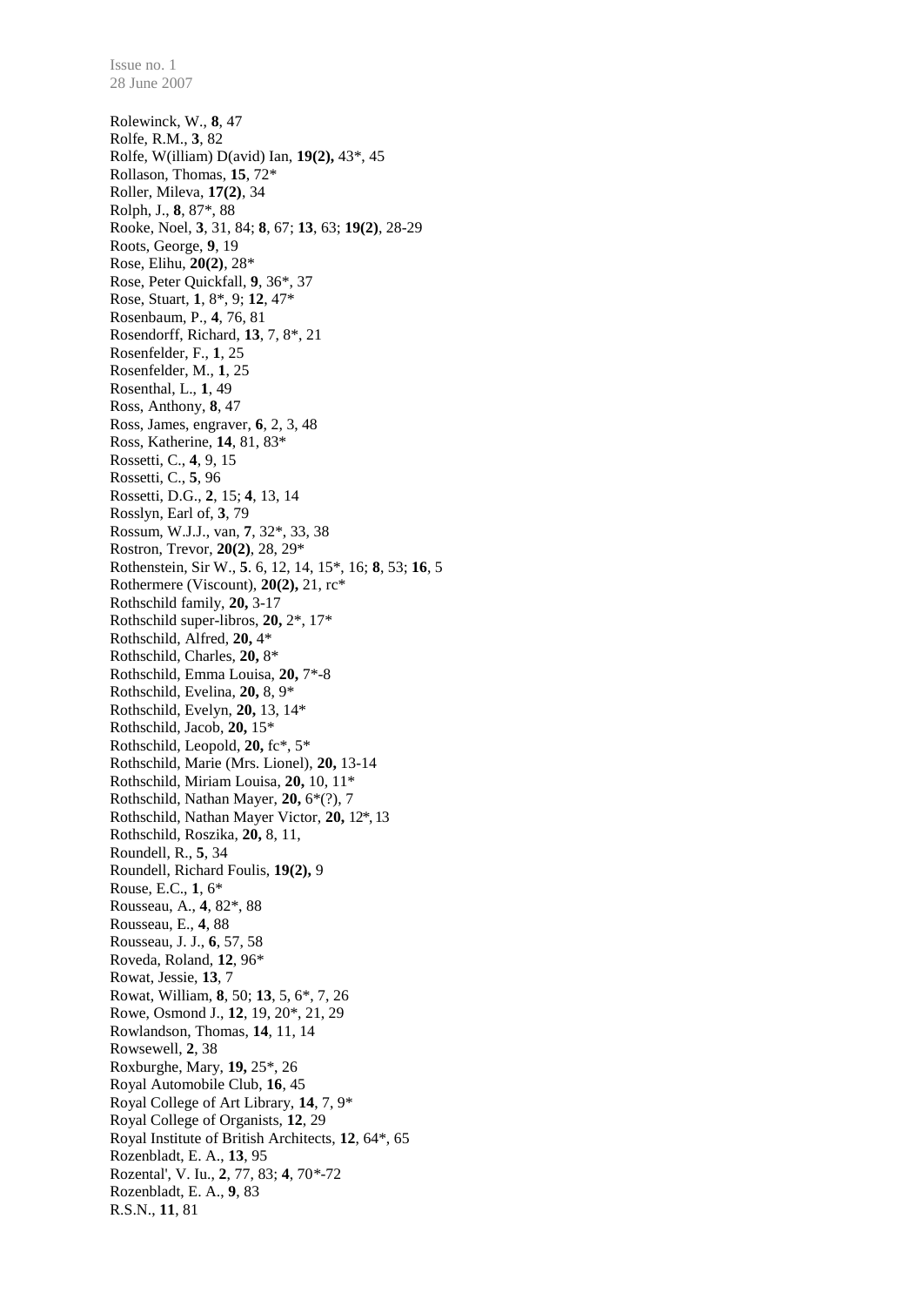Rolewinck, W., **8**, 47
Rolfe, R.M., **3**, 82
Rolfe, W(illiam) D(avid) Ian, **19(2),** 43*, 45
Rollason, Thomas, **15**, 72*
Roller, Mileva, **17(2)**, 34
Rolph, J., **8**, 87*, 88
Rooke, Noel, **3**, 31, 84; **8**, 67; **13**, 63; **19(2)**, 28-29
Roots, George, **9**, 19
Rose, Elihu, **20(2)**, 28*
Rose, Peter Quickfall, **9**, 36*, 37
Rose, Stuart, **1**, 8*, 9; **12**, 47*
Rosenbaum, P., **4**, 76, 81
Rosendorff, Richard, **13**, 7, 8*, 21
Rosenfelder, F., **1**, 25
Rosenfelder, M., **1**, 25
Rosenthal, L., **1**, 49
Ross, Anthony, **8**, 47
Ross, James, engraver, **6**, 2, 3, 48
Ross, Katherine, **14**, 81, 83*
Rossetti, C., **4**, 9, 15
Rossetti, C., **5**, 96
Rossetti, D.G., **2**, 15; **4**, 13, 14
Rosslyn, Earl of, **3**, 79
Rossum, W.J.J., van, **7**, 32*, 33, 38
Rostron, Trevor, **20(2)**, 28, 29*
Rothenstein, Sir W., **5**. 6, 12, 14, 15*, 16; **8**, 53; **16**, 5
Rothermere (Viscount), **20(2),** 21, rc*
Rothschild family, **20,** 3-17
Rothschild super-libros, **20,** 2*, 17*
Rothschild, Alfred, **20,** 4*
Rothschild, Charles, **20,** 8*
Rothschild, Emma Louisa, **20,** 7*-8
Rothschild, Evelina, **20,** 8, 9*
Rothschild, Evelyn, **20,** 13, 14*
Rothschild, Jacob, **20,** 15*
Rothschild, Leopold, **20,** fc*, 5*
Rothschild, Marie (Mrs. Lionel), **20,** 13-14
Rothschild, Miriam Louisa, **20,** 10, 11*
Rothschild, Nathan Mayer, **20,** 6*(?), 7
Rothschild, Nathan Mayer Victor, **20,** 12*, 13
Rothschild, Roszika, **20,** 8, 11,
Roundell, R., **5**, 34
Roundell, Richard Foulis, **19(2),** 9
Rouse, E.C., **1**, 6*
Rousseau, A., **4**, 82*, 88
Rousseau, E., **4**, 88
Rousseau, J. J., **6**, 57, 58
Roveda, Roland, **12**, 96*
Rowat, Jessie, **13**, 7
Rowat, William, **8**, 50; **13**, 5, 6*, 7, 26
Rowe, Osmond J., **12**, 19, 20*, 21, 29
Rowlandson, Thomas, **14**, 11, 14
Rowsewell, **2**, 38
Roxburghe, Mary, **19,** 25*, 26
Royal Automobile Club, **16**, 45
Royal College of Art Library, **14**, 7, 9*
Royal College of Organists, **12**, 29
Royal Institute of British Architects, **12**, 64*, 65
Rozenbladt, E. A., **13**, 95
Rozental', V. Iu., **2**, 77, 83; **4**, 70*-72
Rozenbladt, E. A., **9**, 83
R.S.N., **11**, 81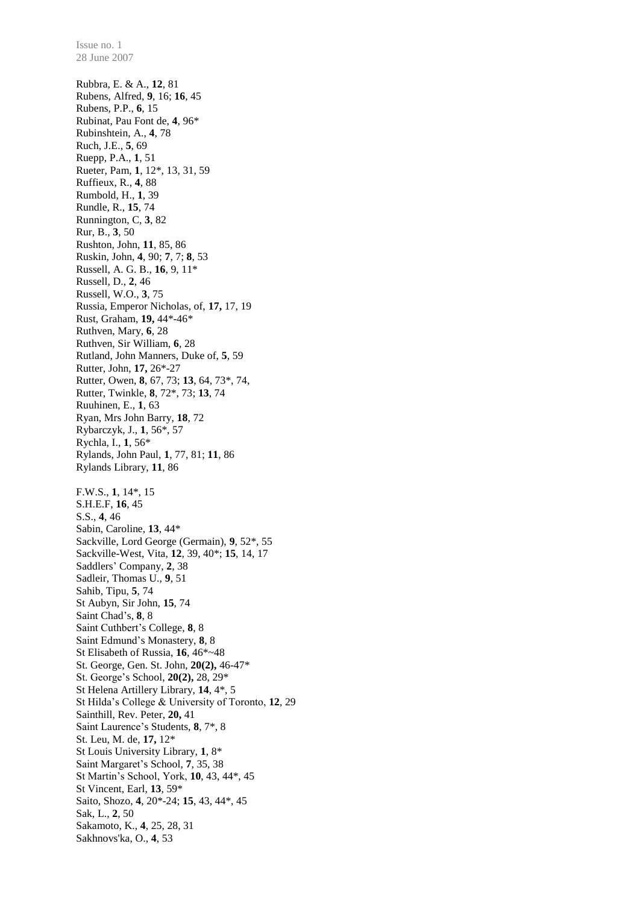Rubbra, E. & A., **12**, 81
Rubens, Alfred, **9**, 16; **16**, 45
Rubens, P.P., **6**, 15
Rubinat, Pau Font de, **4**, 96*
Rubinshtein, A., **4**, 78
Ruch, J.E., **5**, 69
Ruepp, P.A., **1**, 51
Rueter, Pam, **1**, 12*, 13, 31, 59
Ruffieux, R., **4**, 88
Rumbold, H., **1**, 39
Rundle, R., **15**, 74
Runnington, C, **3**, 82
Rur, B., **3**, 50
Rushton, John, **11**, 85, 86
Ruskin, John, **4**, 90; **7**, 7; **8**, 53
Russell, A. G. B., **16**, 9, 11*
Russell, D., **2**, 46
Russell, W.O., **3**, 75
Russia, Emperor Nicholas, of, **17,** 17, 19
Rust, Graham, **19,** 44*-46*
Ruthven, Mary, **6**, 28
Ruthven, Sir William, **6**, 28
Rutland, John Manners, Duke of, **5**, 59
Rutter, John, **17,** 26*-27
Rutter, Owen, **8**, 67, 73; **13**, 64, 73*, 74,
Rutter, Twinkle, **8**, 72*, 73; **13**, 74
Ruuhinen, E., **1**, 63
Ryan, Mrs John Barry, **18**, 72
Rybarczyk, J., **1**, 56*, 57
Rychla, I., **1**, 56*
Rylands, John Paul, **1**, 77, 81; **11**, 86
Rylands Library, **11**, 86

F.W.S., **1**, 14*, 15
S.H.E.F, **16**, 45
S.S., **4**, 46
Sabin, Caroline, **13**, 44*
Sackville, Lord George (Germain), **9**, 52*, 55
Sackville-West, Vita, **12**, 39, 40*; **15**, 14, 17
Saddlers' Company, **2**, 38
Sadleir, Thomas U., **9**, 51
Sahib, Tipu, **5**, 74
St Aubyn, Sir John, **15**, 74
Saint Chad's, **8**, 8
Saint Cuthbert's College, **8**, 8
Saint Edmund's Monastery, **8**, 8
St Elisabeth of Russia, **16**, 46*~48
St. George, Gen. St. John, **20(2),** 46-47*
St. George's School, **20(2),** 28, 29*
St Helena Artillery Library, **14**, 4*, 5
St Hilda's College & University of Toronto, **12**, 29
Sainthill, Rev. Peter, **20,** 41
Saint Laurence's Students, **8**, 7*, 8
St. Leu, M. de, **17,** 12*
St Louis University Library, **1**, 8*
Saint Margaret's School, **7**, 35, 38
St Martin's School, York, **10**, 43, 44*, 45
St Vincent, Earl, **13**, 59*
Saito, Shozo, **4**, 20*-24; **15**, 43, 44*, 45
Sak, L., **2**, 50
Sakamoto, K., **4**, 25, 28, 31
Sakhnovs'ka, O., **4**, 53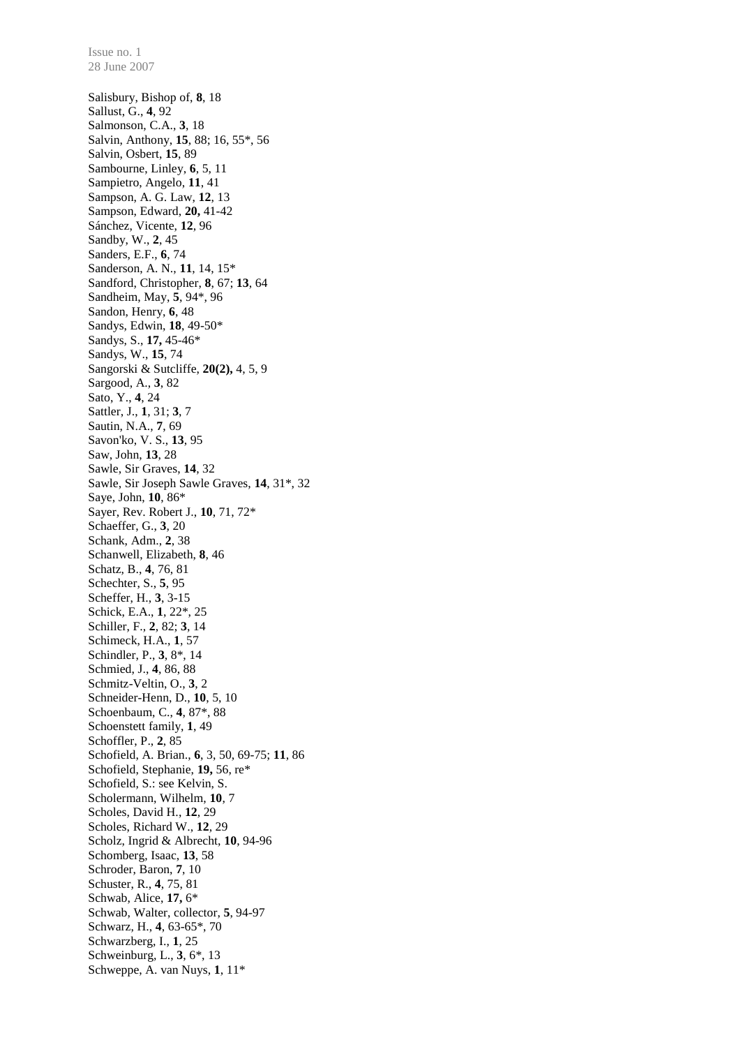Salisbury, Bishop of, **8**, 18
Sallust, G., **4**, 92
Salmonson, C.A., **3**, 18
Salvin, Anthony, **15**, 88; 16, 55*, 56
Salvin, Osbert, **15**, 89
Sambourne, Linley, **6**, 5, 11
Sampietro, Angelo, **11**, 41
Sampson, A. G. Law, **12**, 13
Sampson, Edward, **20,** 41-42
Sánchez, Vicente, **12**, 96
Sandby, W., **2**, 45
Sanders, E.F., **6**, 74
Sanderson, A. N., **11**, 14, 15*
Sandford, Christopher, **8**, 67; **13**, 64
Sandheim, May, **5**, 94*, 96
Sandon, Henry, **6**, 48
Sandys, Edwin, **18**, 49-50*
Sandys, S., **17,** 45-46*
Sandys, W., **15**, 74
Sangorski & Sutcliffe, **20(2),** 4, 5, 9
Sargood, A., **3**, 82
Sato, Y., **4**, 24
Sattler, J., **1**, 31; **3**, 7
Sautin, N.A., **7**, 69
Savon'ko, V. S., **13**, 95
Saw, John, **13**, 28
Sawle, Sir Graves, **14**, 32
Sawle, Sir Joseph Sawle Graves, **14**, 31*, 32
Saye, John, **10**, 86*
Sayer, Rev. Robert J., **10**, 71, 72*
Schaeffer, G., **3**, 20
Schank, Adm., **2**, 38
Schanwell, Elizabeth, **8**, 46
Schatz, B., **4**, 76, 81
Schechter, S., **5**, 95
Scheffer, H., **3**, 3-15
Schick, E.A., **1**, 22*, 25
Schiller, F., **2**, 82; **3**, 14
Schimeck, H.A., **1**, 57
Schindler, P., **3**, 8*, 14
Schmied, J., **4**, 86, 88
Schmitz-Veltin, O., **3**, 2
Schneider-Henn, D., **10**, 5, 10
Schoenbaum, C., **4**, 87*, 88
Schoenstett family, **1**, 49
Schoffler, P., **2**, 85
Schofield, A. Brian., **6**, 3, 50, 69-75; **11**, 86
Schofield, Stephanie, **19,** 56, re*
Schofield, S.: see Kelvin, S.
Scholermann, Wilhelm, **10**, 7
Scholes, David H., **12**, 29
Scholes, Richard W., **12**, 29
Scholz, Ingrid & Albrecht, **10**, 94-96
Schomberg, Isaac, **13**, 58
Schroder, Baron, **7**, 10
Schuster, R., **4**, 75, 81
Schwab, Alice, **17,** 6*
Schwab, Walter, collector, **5**, 94-97
Schwarz, H., **4**, 63-65*, 70
Schwarzberg, I., **1**, 25
Schweinburg, L., **3**, 6*, 13
Schweppe, A. van Nuys, **1**, 11*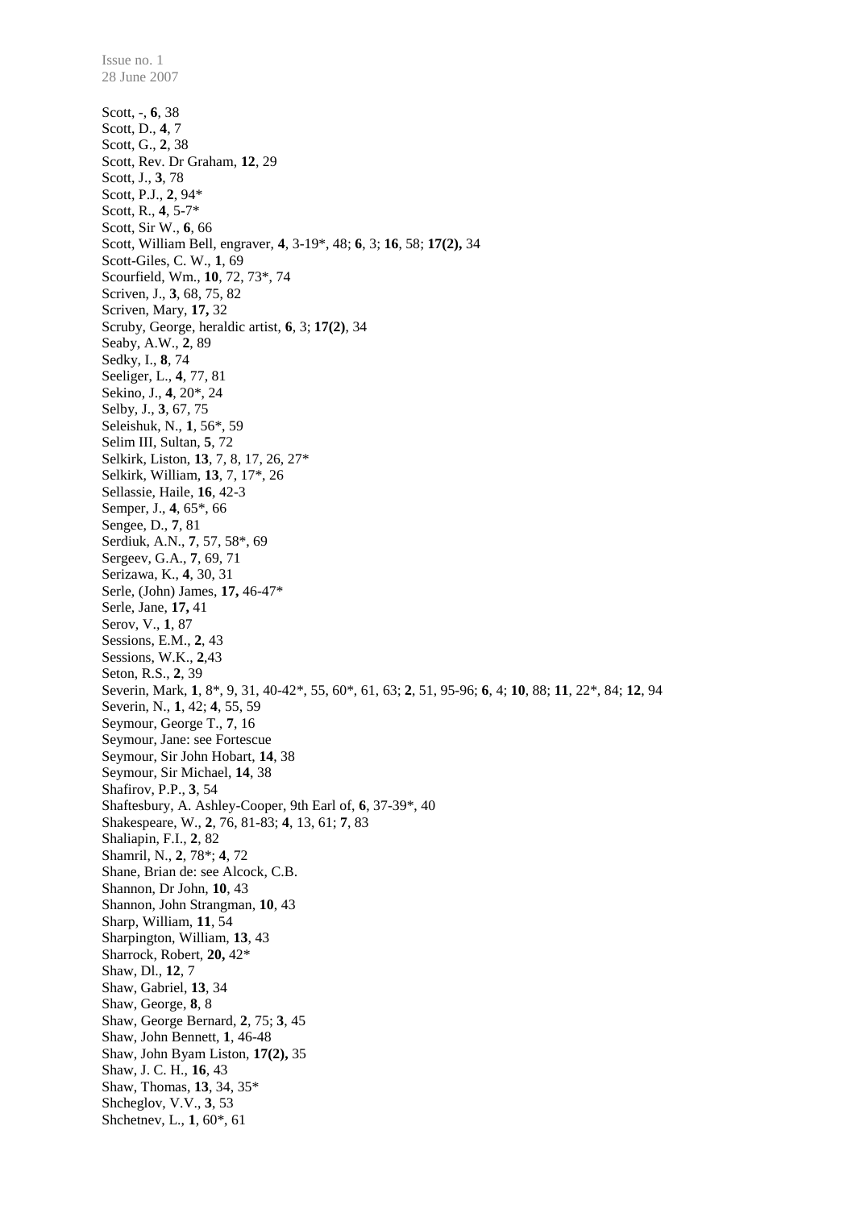Scott, -, **6**, 38
Scott, D., **4**, 7
Scott, G., **2**, 38
Scott, Rev. Dr Graham, **12**, 29
Scott, J., **3**, 78
Scott, P.J., **2**, 94*
Scott, R., **4**, 5-7*
Scott, Sir W., **6**, 66
Scott, William Bell, engraver, **4**, 3-19*, 48; **6**, 3; **16**, 58; **17(2),** 34
Scott-Giles, C. W., **1**, 69
Scourfield, Wm., **10**, 72, 73*, 74
Scriven, J., **3**, 68, 75, 82
Scriven, Mary, **17,** 32
Scruby, George, heraldic artist, **6**, 3; **17(2)**, 34
Seaby, A.W., **2**, 89
Sedky, I., **8**, 74
Seeliger, L., **4**, 77, 81
Sekino, J., **4**, 20*, 24
Selby, J., **3**, 67, 75
Seleishuk, N., **1**, 56*, 59
Selim III, Sultan, **5**, 72
Selkirk, Liston, **13**, 7, 8, 17, 26, 27*
Selkirk, William, **13**, 7, 17*, 26
Sellassie, Haile, **16**, 42-3
Semper, J., **4**, 65*, 66
Sengee, D., **7**, 81
Serdiuk, A.N., **7**, 57, 58*, 69
Sergeev, G.A., **7**, 69, 71
Serizawa, K., **4**, 30, 31
Serle, (John) James, **17,** 46-47*
Serle, Jane, **17,** 41
Serov, V., **1**, 87
Sessions, E.M., **2**, 43
Sessions, W.K., **2**,43
Seton, R.S., **2**, 39
Severin, Mark, **1**, 8*, 9, 31, 40-42*, 55, 60*, 61, 63; **2**, 51, 95-96; **6**, 4; **10**, 88; **11**, 22*, 84; **12**, 94
Severin, N., **1**, 42; **4**, 55, 59
Seymour, George T., **7**, 16
Seymour, Jane: see Fortescue
Seymour, Sir John Hobart, **14**, 38
Seymour, Sir Michael, **14**, 38
Shafirov, P.P., **3**, 54
Shaftesbury, A. Ashley-Cooper, 9th Earl of, **6**, 37-39*, 40
Shakespeare, W., **2**, 76, 81-83; **4**, 13, 61; **7**, 83
Shaliapin, F.I., **2**, 82
Shamril, N., **2**, 78*; **4**, 72
Shane, Brian de: see Alcock, C.B.
Shannon, Dr John, **10**, 43
Shannon, John Strangman, **10**, 43
Sharp, William, **11**, 54
Sharpington, William, **13**, 43
Sharrock, Robert, **20,** 42*
Shaw, Dl., **12**, 7
Shaw, Gabriel, **13**, 34
Shaw, George, **8**, 8
Shaw, George Bernard, **2**, 75; **3**, 45
Shaw, John Bennett, **1**, 46-48
Shaw, John Byam Liston, **17(2),** 35
Shaw, J. C. H., **16**, 43
Shaw, Thomas, **13**, 34, 35*
Shcheglov, V.V., **3**, 53
Shchetnev, L., **1**, 60*, 61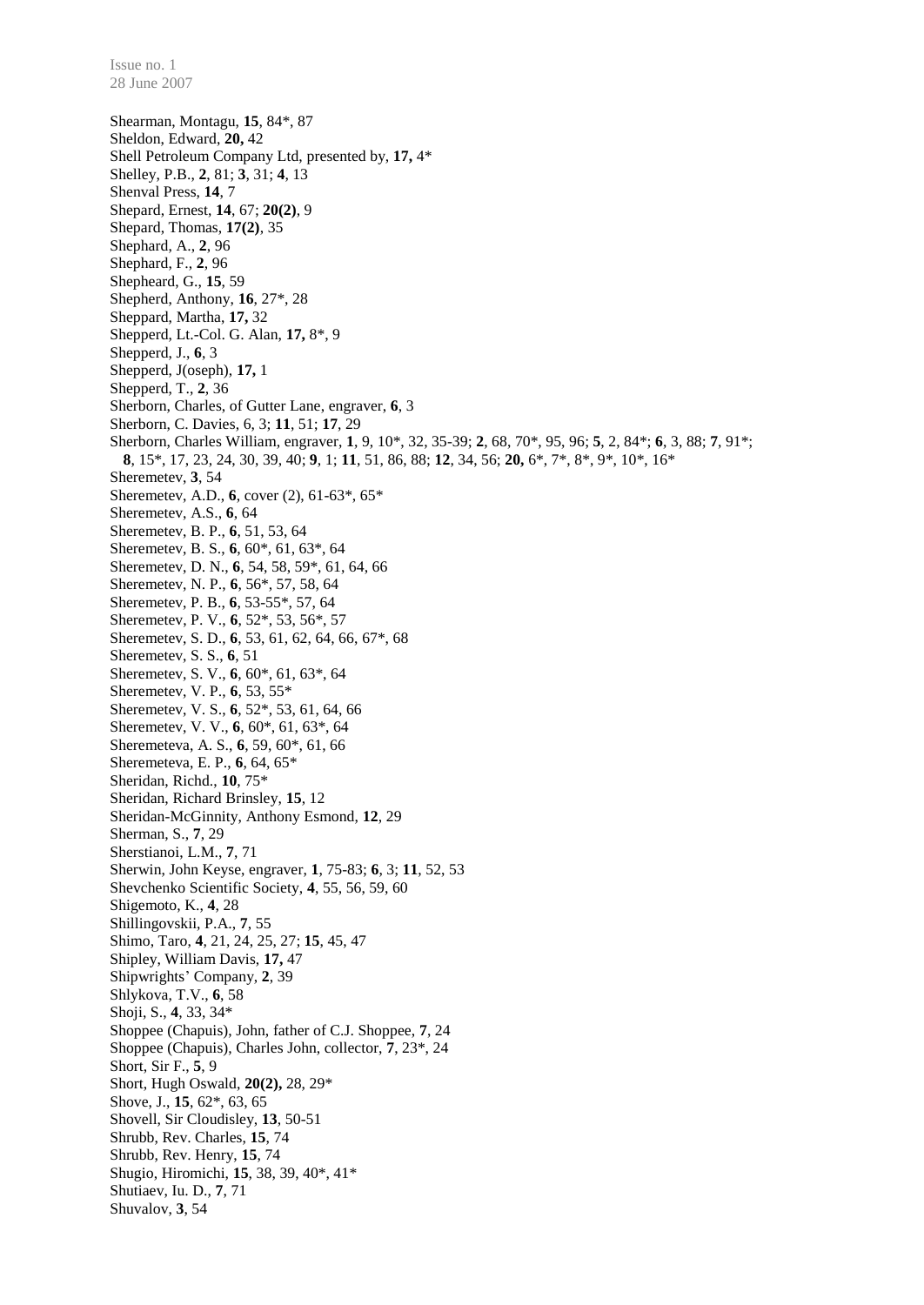Shearman, Montagu, **15**, 84*, 87
Sheldon, Edward, **20,** 42
Shell Petroleum Company Ltd, presented by, **17,** 4*
Shelley, P.B., **2**, 81; **3**, 31; **4**, 13
Shenval Press, **14**, 7
Shepard, Ernest, **14**, 67; **20(2)**, 9
Shepard, Thomas, **17(2)**, 35
Shephard, A., **2**, 96
Shephard, F., **2**, 96
Shepheard, G., **15**, 59
Shepherd, Anthony, **16**, 27*, 28
Sheppard, Martha, **17,** 32
Shepperd, Lt.-Col. G. Alan, **17,** 8*, 9
Shepperd, J., **6**, 3
Shepperd, J(oseph), **17,** 1
Shepperd, T., **2**, 36
Sherborn, Charles, of Gutter Lane, engraver, **6**, 3
Sherborn, C. Davies, 6, 3; **11**, 51; **17**, 29
Sherborn, Charles William, engraver, **1**, 9, 10*, 32, 35-39; **2**, 68, 70*, 95, 96; **5**, 2, 84*; **6**, 3, 88; **7**, 91*; **8**, 15*, 17, 23, 24, 30, 39, 40; **9**, 1; **11**, 51, 86, 88; **12**, 34, 56; **20,** 6*, 7*, 8*, 9*, 10*, 16*
Sheremetev, **3**, 54
Sheremetev, A.D., **6**, cover (2), 61-63*, 65*
Sheremetev, A.S., **6**, 64
Sheremetev, B. P., **6**, 51, 53, 64
Sheremetev, B. S., **6**, 60*, 61, 63*, 64
Sheremetev, D. N., **6**, 54, 58, 59*, 61, 64, 66
Sheremetev, N. P., **6**, 56*, 57, 58, 64
Sheremetev, P. B., **6**, 53-55*, 57, 64
Sheremetev, P. V., **6**, 52*, 53, 56*, 57
Sheremetev, S. D., **6**, 53, 61, 62, 64, 66, 67*, 68
Sheremetev, S. S., **6**, 51
Sheremetev, S. V., **6**, 60*, 61, 63*, 64
Sheremetev, V. P., **6**, 53, 55*
Sheremetev, V. S., **6**, 52*, 53, 61, 64, 66
Sheremetev, V. V., **6**, 60*, 61, 63*, 64
Sheremeteva, A. S., **6**, 59, 60*, 61, 66
Sheremeteva, E. P., **6**, 64, 65*
Sheridan, Richd., **10**, 75*
Sheridan, Richard Brinsley, **15**, 12
Sheridan-McGinnity, Anthony Esmond, **12**, 29
Sherman, S., **7**, 29
Sherstianoi, L.M., **7**, 71
Sherwin, John Keyse, engraver, **1**, 75-83; **6**, 3; **11**, 52, 53
Shevchenko Scientific Society, **4**, 55, 56, 59, 60
Shigemoto, K., **4**, 28
Shillingovskii, P.A., **7**, 55
Shimo, Taro, **4**, 21, 24, 25, 27; **15**, 45, 47
Shipley, William Davis, **17,** 47
Shipwrights' Company, **2**, 39
Shlykova, T.V., **6**, 58
Shoji, S., **4**, 33, 34*
Shoppee (Chapuis), John, father of C.J. Shoppee, **7**, 24
Shoppee (Chapuis), Charles John, collector, **7**, 23*, 24
Short, Sir F., **5**, 9
Short, Hugh Oswald, **20(2),** 28, 29*
Shove, J., **15**, 62*, 63, 65
Shovell, Sir Cloudisley, **13**, 50-51
Shrubb, Rev. Charles, **15**, 74
Shrubb, Rev. Henry, **15**, 74
Shugio, Hiromichi, **15**, 38, 39, 40*, 41*
Shutiaev, Iu. D., **7**, 71
Shuvalov, **3**, 54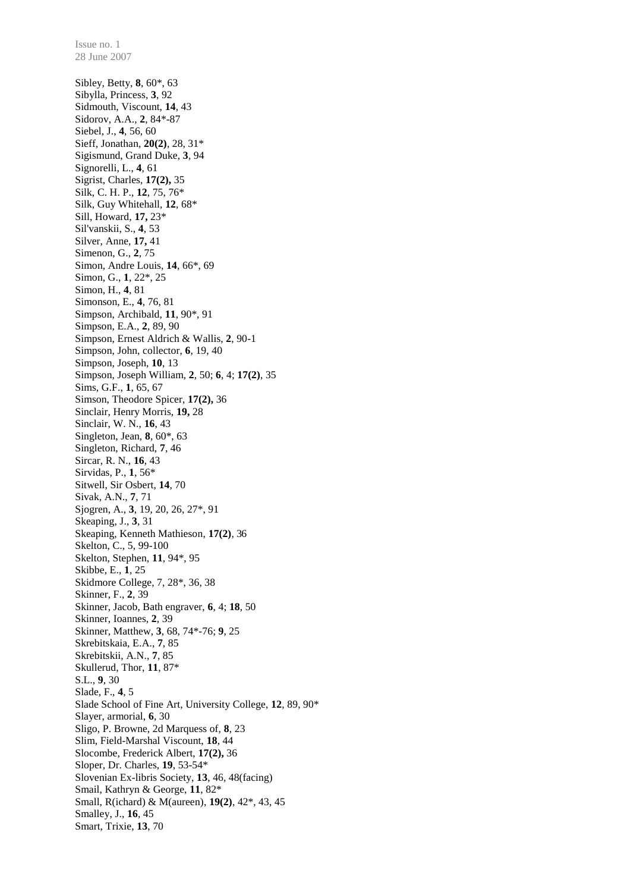Sibley, Betty, **8**, 60*, 63
Sibylla, Princess, **3**, 92
Sidmouth, Viscount, **14**, 43
Sidorov, A.A., **2**, 84*-87
Siebel, J., **4**, 56, 60
Sieff, Jonathan, **20(2)**, 28, 31*
Sigismund, Grand Duke, **3**, 94
Signorelli, L., **4**, 61
Sigrist, Charles, **17(2),** 35
Silk, C. H. P., **12**, 75, 76*
Silk, Guy Whitehall, **12**, 68*
Sill, Howard, **17,** 23*
Sil'vanskii, S., **4**, 53
Silver, Anne, **17,** 41
Simenon, G., **2**, 75
Simon, Andre Louis, **14**, 66*, 69
Simon, G., **1**, 22*, 25
Simon, H., **4**, 81
Simonson, E., **4**, 76, 81
Simpson, Archibald, **11**, 90*, 91
Simpson, E.A., **2**, 89, 90
Simpson, Ernest Aldrich & Wallis, **2**, 90-1
Simpson, John, collector, **6**, 19, 40
Simpson, Joseph, **10**, 13
Simpson, Joseph William, **2**, 50; **6**, 4; **17(2)**, 35
Sims, G.F., **1**, 65, 67
Simson, Theodore Spicer, **17(2),** 36
Sinclair, Henry Morris, **19,** 28
Sinclair, W. N., **16**, 43
Singleton, Jean, **8**, 60*, 63
Singleton, Richard, **7**, 46
Sircar, R. N., **16**, 43
Sirvidas, P., **1**, 56*
Sitwell, Sir Osbert, **14**, 70
Sivak, A.N., **7**, 71
Sjogren, A., **3**, 19, 20, 26, 27*, 91
Skeaping, J., **3**, 31
Skeaping, Kenneth Mathieson, **17(2)**, 36
Skelton, C., 5, 99-100
Skelton, Stephen, **11**, 94*, 95
Skibbe, E., **1**, 25
Skidmore College, 7, 28*, 36, 38
Skinner, F., **2**, 39
Skinner, Jacob, Bath engraver, **6**, 4; **18**, 50
Skinner, Ioannes, **2**, 39
Skinner, Matthew, **3**, 68, 74*-76; **9**, 25
Skrebitskaia, E.A., **7**, 85
Skrebitskii, A.N., **7**, 85
Skullerud, Thor, **11**, 87*
S.L., **9**, 30
Slade, F., **4**, 5
Slade School of Fine Art, University College, **12**, 89, 90*
Slayer, armorial, **6**, 30
Sligo, P. Browne, 2d Marquess of, **8**, 23
Slim, Field-Marshal Viscount, **18**, 44
Slocombe, Frederick Albert, **17(2),** 36
Sloper, Dr. Charles, **19**, 53-54*
Slovenian Ex-libris Society, **13**, 46, 48(facing)
Smail, Kathryn & George, **11**, 82*
Small, R(ichard) & M(aureen), **19(2)**, 42*, 43, 45
Smalley, J., **16**, 45
Smart, Trixie, **13**, 70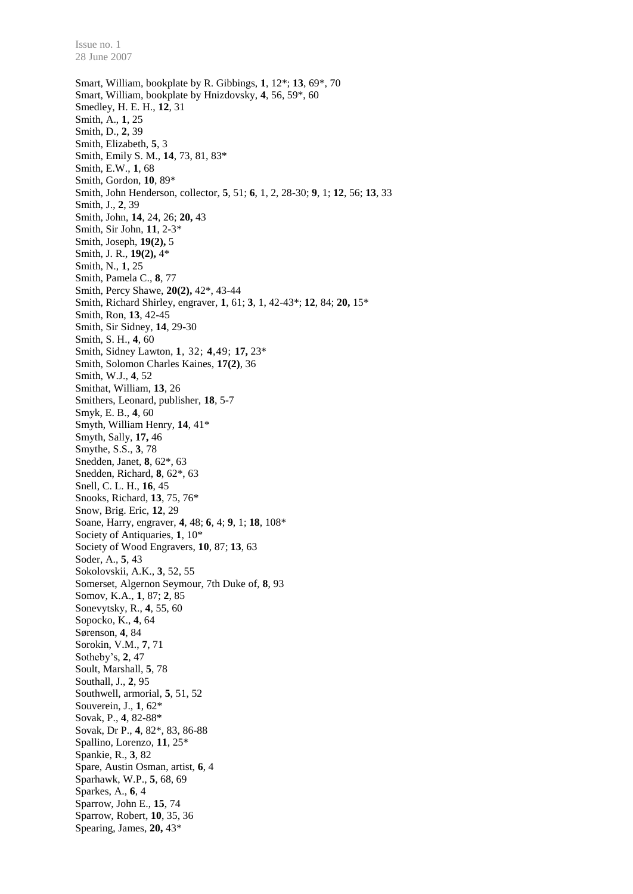Smart, William, bookplate by R. Gibbings, **1**, 12*; **13**, 69*, 70
Smart, William, bookplate by Hnizdovsky, **4**, 56, 59*, 60
Smedley, H. E. H., **12**, 31
Smith, A., **1**, 25
Smith, D., **2**, 39
Smith, Elizabeth, **5**, 3
Smith, Emily S. M., **14**, 73, 81, 83*
Smith, E.W., **1**, 68
Smith, Gordon, **10**, 89*
Smith, John Henderson, collector, **5**, 51; **6**, 1, 2, 28-30; **9**, 1; **12**, 56; **13**, 33
Smith, J., **2**, 39
Smith, John, **14**, 24, 26; **20,** 43
Smith, Sir John, **11**, 2-3*
Smith, Joseph, **19(2),** 5
Smith, J. R., **19(2),** 4*
Smith, N., **1**, 25
Smith, Pamela C., **8**, 77
Smith, Percy Shawe, **20(2),** 42*, 43-44
Smith, Richard Shirley, engraver, **1**, 61; **3**, 1, 42-43*; **12**, 84; **20,** 15*
Smith, Ron, **13**, 42-45
Smith, Sir Sidney, **14**, 29-30
Smith, S. H., **4**, 60
Smith, Sidney Lawton, **1**, 32; **4**, 49; **17,** 23*
Smith, Solomon Charles Kaines, **17(2)**, 36
Smith, W.J., **4**, 52
Smithat, William, **13**, 26
Smithers, Leonard, publisher, **18**, 5-7
Smyk, E. B., **4**, 60
Smyth, William Henry, **14**, 41*
Smyth, Sally, **17,** 46
Smythe, S.S., **3**, 78
Snedden, Janet, **8**, 62*, 63
Snedden, Richard, **8**, 62*, 63
Snell, C. L. H., **16**, 45
Snooks, Richard, **13**, 75, 76*
Snow, Brig. Eric, **12**, 29
Soane, Harry, engraver, **4**, 48; **6**, 4; **9**, 1; **18**, 108*
Society of Antiquaries, **1**, 10*
Society of Wood Engravers, **10**, 87; **13**, 63
Soder, A., **5**, 43
Sokolovskii, A.K., **3**, 52, 55
Somerset, Algernon Seymour, 7th Duke of, **8**, 93
Somov, K.A., **1**, 87; **2**, 85
Sonevytsky, R., **4**, 55, 60
Sopocko, K., **4**, 64
Sørenson, **4**, 84
Sorokin, V.M., **7**, 71
Sotheby's, **2**, 47
Soult, Marshall, **5**, 78
Southall, J., **2**, 95
Southwell, armorial, **5**, 51, 52
Souverein, J., **1**, 62*
Sovak, P., **4**, 82-88*
Sovak, Dr P., **4**, 82*, 83, 86-88
Spallino, Lorenzo, **11**, 25*
Spankie, R., **3**, 82
Spare, Austin Osman, artist, **6**, 4
Sparhawk, W.P., **5**, 68, 69
Sparkes, A., **6**, 4
Sparrow, John E., **15**, 74
Sparrow, Robert, **10**, 35, 36
Spearing, James, **20,** 43*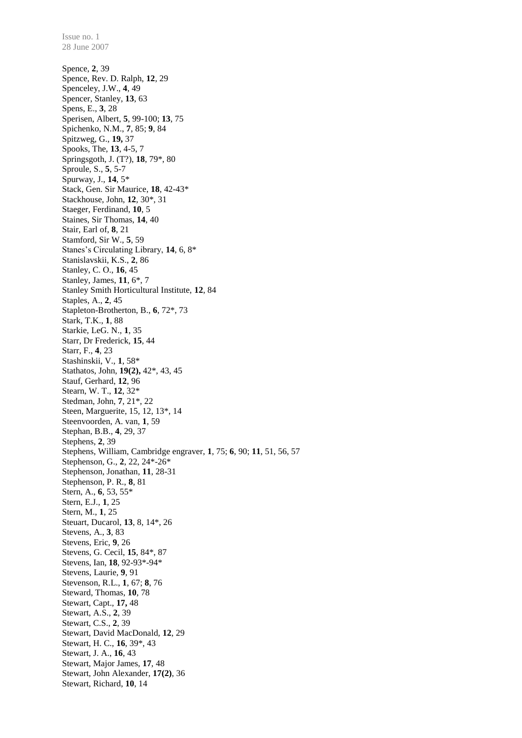Spence, **2**, 39
Spence, Rev. D. Ralph, **12**, 29
Spenceley, J.W., **4**, 49
Spencer, Stanley, **13**, 63
Spens, E., **3**, 28
Sperisen, Albert, **5**, 99-100; **13**, 75
Spichenko, N.M., **7**, 85; **9**, 84
Spitzweg, G., **19,** 37
Spooks, The, **13**, 4-5, 7
Springsgoth, J. (T?), **18**, 79*, 80
Sproule, S., **5**, 5-7
Spurway, J., **14**, 5*
Stack, Gen. Sir Maurice, **18**, 42-43*
Stackhouse, John, **12**, 30*, 31
Staeger, Ferdinand, **10**, 5
Staines, Sir Thomas, **14**, 40
Stair, Earl of, **8**, 21
Stamford, Sir W., **5**, 59
Stanes's Circulating Library, **14**, 6, 8*
Stanislavskii, K.S., **2**, 86
Stanley, C. O., **16**, 45
Stanley, James, **11**, 6*, 7
Stanley Smith Horticultural Institute, **12**, 84
Staples, A., **2**, 45
Stapleton-Brotherton, B., **6**, 72*, 73
Stark, T.K., **1**, 88
Starkie, LeG. N., **1**, 35
Starr, Dr Frederick, **15**, 44
Starr, F., **4**, 23
Stashinskii, V., **1**, 58*
Stathatos, John, **19(2),** 42*, 43, 45
Stauf, Gerhard, **12**, 96
Stearn, W. T., **12**, 32*
Stedman, John, **7**, 21*, 22
Steen, Marguerite, 15, 12, 13*, 14
Steenvoorden, A. van, **1**, 59
Stephan, B.B., **4**, 29, 37
Stephens, **2**, 39
Stephens, William, Cambridge engraver, **1**, 75; **6**, 90; **11**, 51, 56, 57
Stephenson, G., **2**, 22, 24*-26*
Stephenson, Jonathan, **11**, 28-31
Stephenson, P. R., **8**, 81
Stern, A., **6**, 53, 55*
Stern, E.J., **1**, 25
Stern, M., **1**, 25
Steuart, Ducarol, **13**, 8, 14*, 26
Stevens, A., **3**, 83
Stevens, Eric, **9**, 26
Stevens, G. Cecil, **15**, 84*, 87
Stevens, Ian, **18**, 92-93*-94*
Stevens, Laurie, **9**, 91
Stevenson, R.L., **1**, 67; **8**, 76
Steward, Thomas, **10**, 78
Stewart, Capt., **17,** 48
Stewart, A.S., **2**, 39
Stewart, C.S., **2**, 39
Stewart, David MacDonald, **12**, 29
Stewart, H. C., **16**, 39*, 43
Stewart, J. A., **16**, 43
Stewart, Major James, **17**, 48
Stewart, John Alexander, **17(2)**, 36
Stewart, Richard, **10**, 14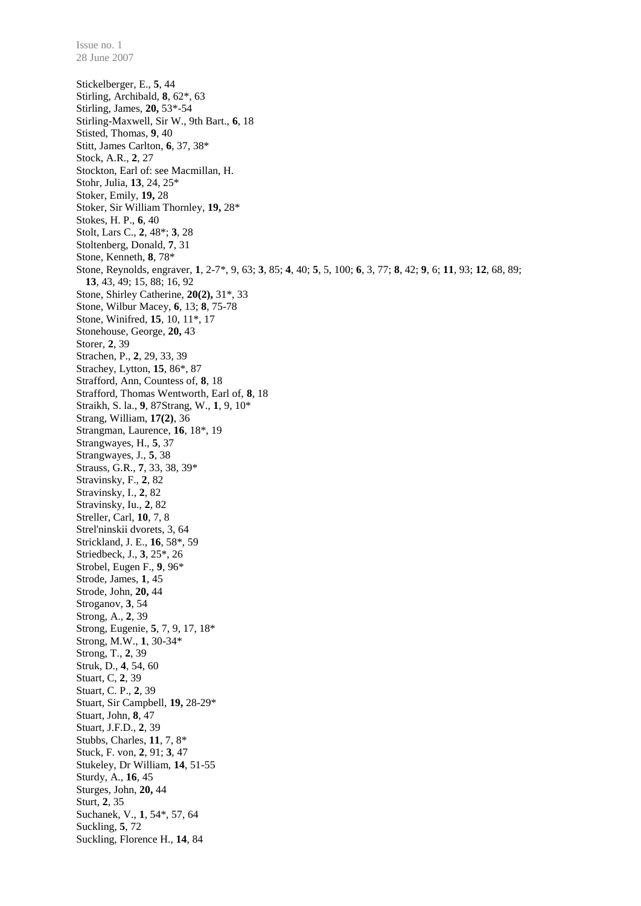Stickelberger, E., **5**, 44
Stirling, Archibald, **8**, 62*, 63
Stirling, James, **20,** 53*-54
Stirling-Maxwell, Sir W., 9th Bart., **6**, 18
Stisted, Thomas, **9**, 40
Stitt, James Carlton, **6**, 37, 38*
Stock, A.R., **2**, 27
Stockton, Earl of: see Macmillan, H.
Stohr, Julia, **13**, 24, 25*
Stoker, Emily, **19,** 28
Stoker, Sir William Thornley, **19,** 28*
Stokes, H. P., **6**, 40
Stolt, Lars C., **2**, 48*; **3**, 28
Stoltenberg, Donald, **7**, 31
Stone, Kenneth, **8**, 78*
Stone, Reynolds, engraver, **1**, 2-7*, 9, 63; **3**, 85; **4**, 40; **5**, 5, 100; **6**, 3, 77; **8**, 42; **9**, 6; **11**, 93; **12**, 68, 89; **13**, 43, 49; 15, 88; 16, 92
Stone, Shirley Catherine, **20(2),** 31*, 33
Stone, Wilbur Macey, **6**, 13; **8**, 75-78
Stone, Winifred, **15**, 10, 11*, 17
Stonehouse, George, **20,** 43
Storer, **2**, 39
Strachen, P., **2**, 29, 33, 39
Strachey, Lytton, **15**, 86*, 87
Strafford, Ann, Countess of, **8**, 18
Strafford, Thomas Wentworth, Earl of, **8**, 18
Straikh, S. la., **9**, 87Strang, W., **1**, 9, 10*
Strang, William, **17(2)**, 36
Strangman, Laurence, **16**, 18*, 19
Strangwayes, H., **5**, 37
Strangwayes, J., **5**, 38
Strauss, G.R., **7**, 33, 38, 39*
Stravinsky, F., **2**, 82
Stravinsky, I., **2**, 82
Stravinsky, Iu., **2**, 82
Streller, Carl, **10**, 7, 8
Strel'ninskii dvorets, 3, 64
Strickland, J. E., **16**, 58*, 59
Striedbeck, J., **3**, 25*, 26
Strobel, Eugen F., **9**, 96*
Strode, James, **1**, 45
Strode, John, **20,** 44
Stroganov, **3**, 54
Strong, A., **2**, 39
Strong, Eugenie, **5**, 7, 9, 17, 18*
Strong, M.W., **1**, 30-34*
Strong, T., **2**, 39
Struk, D., **4**, 54, 60
Stuart, C, **2**, 39
Stuart, C. P., **2**, 39
Stuart, Sir Campbell, **19,** 28-29*
Stuart, John, **8**, 47
Stuart, J.F.D., **2**, 39
Stubbs, Charles, **11**, 7, 8*
Stuck, F. von, **2**, 91; **3**, 47
Stukeley, Dr William, **14**, 51-55
Sturdy, A., **16**, 45
Sturges, John, **20,** 44
Sturt, **2**, 35
Suchanek, V., **1**, 54*, 57, 64
Suckling, **5**, 72
Suckling, Florence H., **14**, 84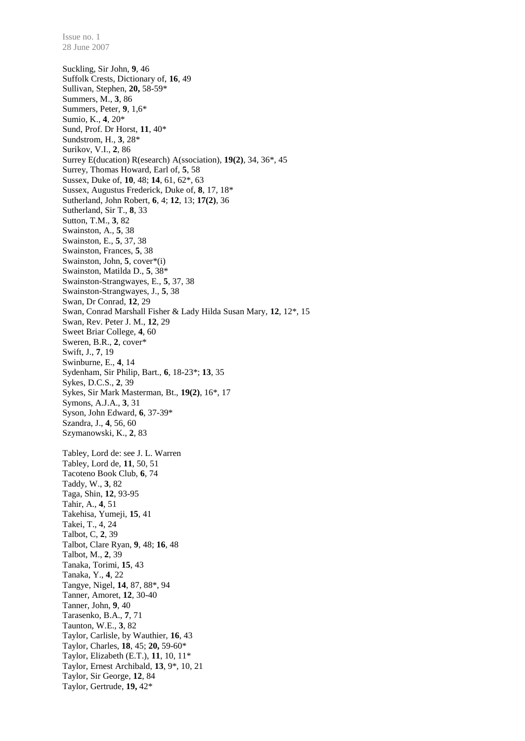Suckling, Sir John, **9**, 46
Suffolk Crests, Dictionary of, **16**, 49
Sullivan, Stephen, **20,** 58-59*
Summers, M., **3**, 86
Summers, Peter, **9**, 1,6*
Sumio, K., **4**, 20*
Sund, Prof. Dr Horst, **11**, 40*
Sundstrom, H., **3**, 28*
Surikov, V.I., **2**, 86
Surrey E(ducation) R(esearch) A(ssociation), **19(2)**, 34, 36*, 45
Surrey, Thomas Howard, Earl of, **5**, 58
Sussex, Duke of, **10**, 48; **14**, 61, 62*, 63
Sussex, Augustus Frederick, Duke of, **8**, 17, 18*
Sutherland, John Robert, **6**, 4; **12**, 13; **17(2)**, 36
Sutherland, Sir T., **8**, 33
Sutton, T.M., **3**, 82
Swainston, A., **5**, 38
Swainston, E., **5**, 37, 38
Swainston, Frances, **5**, 38
Swainston, John, **5**, cover*(i)
Swainston, Matilda D., **5**, 38*
Swainston-Strangwayes, E., **5**, 37, 38
Swainston-Strangwayes, J., **5**, 38
Swan, Dr Conrad, **12**, 29
Swan, Conrad Marshall Fisher & Lady Hilda Susan Mary, **12**, 12*, 15
Swan, Rev. Peter J. M., **12**, 29
Sweet Briar College, **4**, 60
Sweren, B.R., **2**, cover*
Swift, J., **7**, 19
Swinburne, E., **4**, 14
Sydenham, Sir Philip, Bart., **6**, 18-23*; **13**, 35
Sykes, D.C.S., **2**, 39
Sykes, Sir Mark Masterman, Bt., **19(2)**, 16*, 17
Symons, A.J.A., **3**, 31
Syson, John Edward, **6**, 37-39*
Szandra, J., **4**, 56, 60
Szymanowski, K., **2**, 83

Tabley, Lord de: see J. L. Warren
Tabley, Lord de, **11**, 50, 51
Tacoteno Book Club, **6**, 74
Taddy, W., **3**, 82
Taga, Shin, **12**, 93-95
Tahir, A., **4**, 51
Takehisa, Yumeji, **15**, 41
Takei, T., 4, 24
Talbot, C, **2**, 39
Talbot, Clare Ryan, **9**, 48; **16**, 48
Talbot, M., **2**, 39
Tanaka, Torimi, **15**, 43
Tanaka, Y., **4**, 22
Tangye, Nigel, **14**, 87, 88*, 94
Tanner, Amoret, **12**, 30-40
Tanner, John, **9**, 40
Tarasenko, B.A., **7**, 71
Taunton, W.E., **3**, 82
Taylor, Carlisle, by Wauthier, **16**, 43
Taylor, Charles, **18**, 45; **20,** 59-60*
Taylor, Elizabeth (E.T.), **11**, 10, 11*
Taylor, Ernest Archibald, **13**, 9*, 10, 21
Taylor, Sir George, **12**, 84
Taylor, Gertrude, **19,** 42*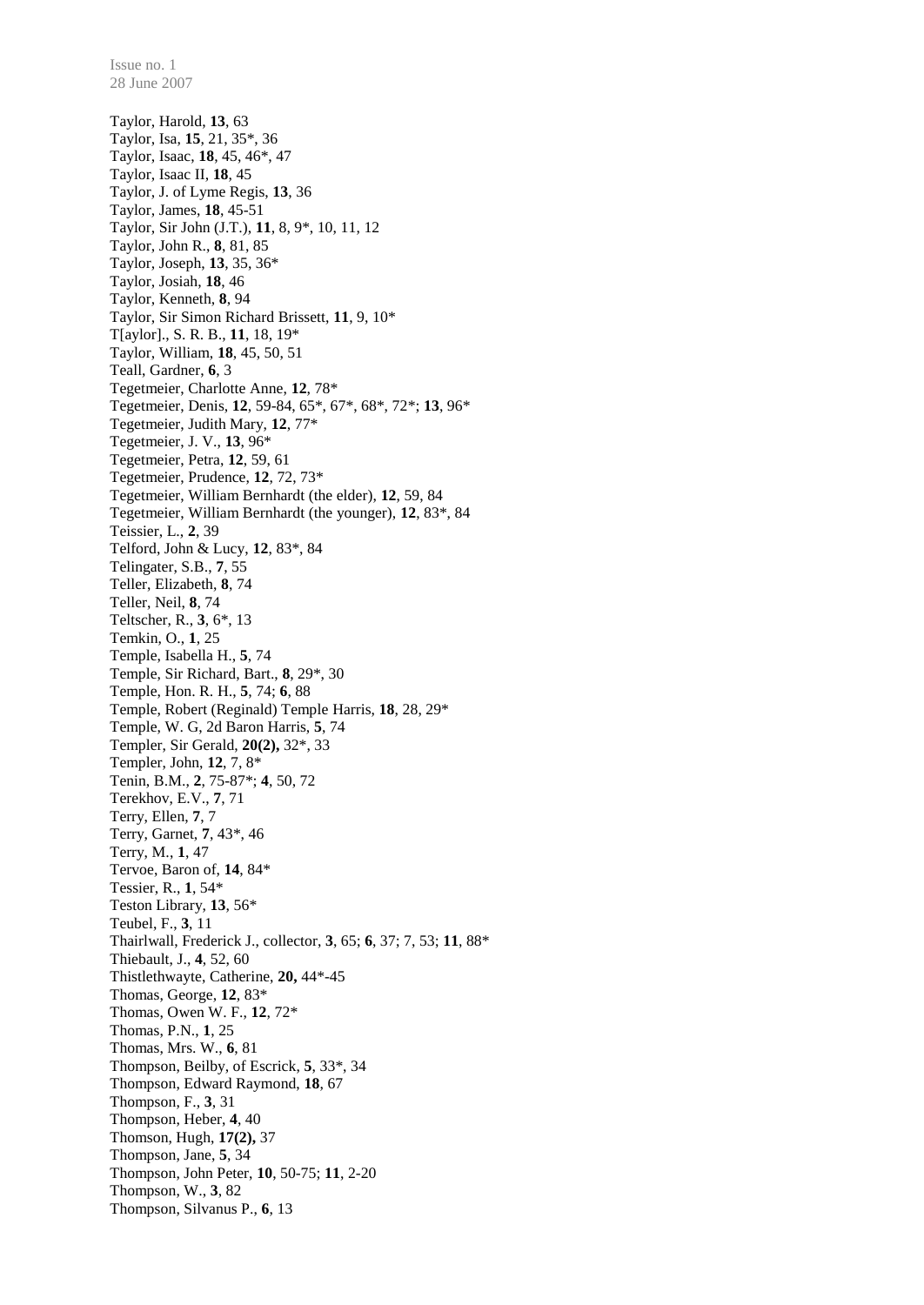Taylor, Harold, **13**, 63
Taylor, Isa, **15**, 21, 35*, 36
Taylor, Isaac, **18**, 45, 46*, 47
Taylor, Isaac II, **18**, 45
Taylor, J. of Lyme Regis, **13**, 36
Taylor, James, **18**, 45-51
Taylor, Sir John (J.T.), **11**, 8, 9*, 10, 11, 12
Taylor, John R., **8**, 81, 85
Taylor, Joseph, **13**, 35, 36*
Taylor, Josiah, **18**, 46
Taylor, Kenneth, **8**, 94
Taylor, Sir Simon Richard Brissett, **11**, 9, 10*
T[aylor]., S. R. B., **11**, 18, 19*
Taylor, William, **18**, 45, 50, 51
Teall, Gardner, **6**, 3
Tegetmeier, Charlotte Anne, **12**, 78*
Tegetmeier, Denis, **12**, 59-84, 65*, 67*, 68*, 72*; **13**, 96*
Tegetmeier, Judith Mary, **12**, 77*
Tegetmeier, J. V., **13**, 96*
Tegetmeier, Petra, **12**, 59, 61
Tegetmeier, Prudence, **12**, 72, 73*
Tegetmeier, William Bernhardt (the elder), **12**, 59, 84
Tegetmeier, William Bernhardt (the younger), **12**, 83*, 84
Teissier, L., **2**, 39
Telford, John & Lucy, **12**, 83*, 84
Telingater, S.B., **7**, 55
Teller, Elizabeth, **8**, 74
Teller, Neil, **8**, 74
Teltscher, R., **3**, 6*, 13
Temkin, O., **1**, 25
Temple, Isabella H., **5**, 74
Temple, Sir Richard, Bart., **8**, 29*, 30
Temple, Hon. R. H., **5**, 74; **6**, 88
Temple, Robert (Reginald) Temple Harris, **18**, 28, 29*
Temple, W. G, 2d Baron Harris, **5**, 74
Templer, Sir Gerald, **20(2),** 32*, 33
Templer, John, **12**, 7, 8*
Tenin, B.M., **2**, 75-87*; **4**, 50, 72
Terekhov, E.V., **7**, 71
Terry, Ellen, **7**, 7
Terry, Garnet, **7**, 43*, 46
Terry, M., **1**, 47
Tervoe, Baron of, **14**, 84*
Tessier, R., **1**, 54*
Teston Library, **13**, 56*
Teubel, F., **3**, 11
Thairlwall, Frederick J., collector, **3**, 65; **6**, 37; 7, 53; **11**, 88*
Thiebault, J., **4**, 52, 60
Thistlethwayte, Catherine, **20,** 44*-45
Thomas, George, **12**, 83*
Thomas, Owen W. F., **12**, 72*
Thomas, P.N., **1**, 25
Thomas, Mrs. W., **6**, 81
Thompson, Beilby, of Escrick, **5**, 33*, 34
Thompson, Edward Raymond, **18**, 67
Thompson, F., **3**, 31
Thompson, Heber, **4**, 40
Thomson, Hugh, **17(2),** 37
Thompson, Jane, **5**, 34
Thompson, John Peter, **10**, 50-75; **11**, 2-20
Thompson, W., **3**, 82
Thompson, Silvanus P., **6**, 13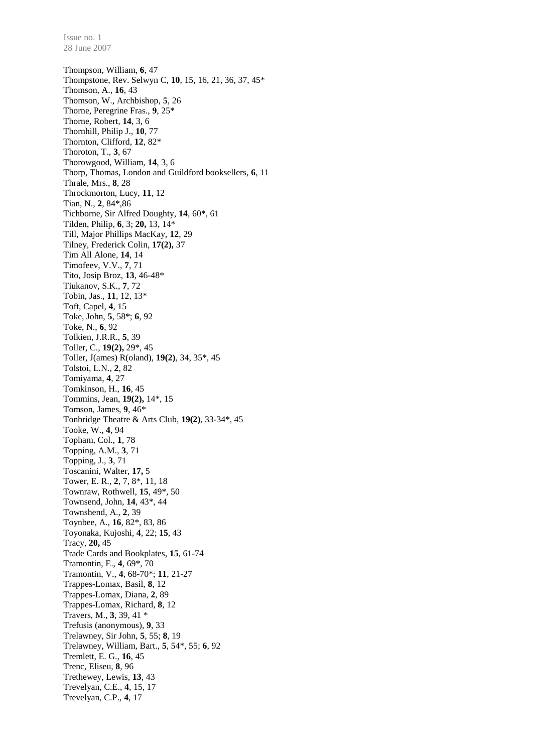Thompson, William, **6**, 47
Thompstone, Rev. Selwyn C, **10**, 15, 16, 21, 36, 37, 45*
Thomson, A., **16**, 43
Thomson, W., Archbishop, **5**, 26
Thorne, Peregrine Fras., **9**, 25*
Thorne, Robert, **14**, 3, 6
Thornhill, Philip J., **10**, 77
Thornton, Clifford, **12**, 82*
Thoroton, T., **3**, 67
Thorowgood, William, **14**, 3, 6
Thorp, Thomas, London and Guildford booksellers, **6**, 11
Thrale, Mrs., **8**, 28
Throckmorton, Lucy, **11**, 12
Tian, N., **2**, 84*,86
Tichborne, Sir Alfred Doughty, **14**, 60*, 61
Tilden, Philip, **6**, 3; **20,** 13, 14*
Till, Major Phillips MacKay, **12**, 29
Tilney, Frederick Colin, **17(2),** 37
Tim All Alone, **14**, 14
Timofeev, V.V., **7**, 71
Tito, Josip Broz, **13**, 46-48*
Tiukanov, S.K., **7**, 72
Tobin, Jas., **11**, 12, 13*
Toft, Capel, **4**, 15
Toke, John, **5**, 58*; **6**, 92
Toke, N., **6**, 92
Tolkien, J.R.R., **5**, 39
Toller, C., **19(2),** 29*, 45
Toller, J(ames) R(oland), **19(2)**, 34, 35*, 45
Tolstoi, L.N., **2**, 82
Tomiyama, **4**, 27
Tomkinson, H., **16**, 45
Tommins, Jean, **19(2),** 14*, 15
Tomson, James, **9**, 46*
Tonbridge Theatre & Arts Club, **19(2)**, 33-34*, 45
Tooke, W., **4**, 94
Topham, Col., **1**, 78
Topping, A.M., **3**, 71
Topping, J., **3**, 71
Toscanini, Walter, **17,** 5
Tower, E. R., **2**, 7, 8*, 11, 18
Townraw, Rothwell, **15**, 49*, 50
Townsend, John, **14**, 43*, 44
Townshend, A., **2**, 39
Toynbee, A., **16**, 82*, 83, 86
Toyonaka, Kujoshi, **4**, 22; **15**, 43
Tracy, **20,** 45
Trade Cards and Bookplates, **15**, 61-74
Tramontin, E., **4**, 69*, 70
Tramontin, V., **4**, 68-70*; **11**, 21-27
Trappes-Lomax, Basil, **8**, 12
Trappes-Lomax, Diana, **2**, 89
Trappes-Lomax, Richard, **8**, 12
Travers, M., **3**, 39, 41 *
Trefusis (anonymous), **9**, 33
Trelawney, Sir John, **5**, 55; **8**, 19
Trelawney, William, Bart., **5**, 54*, 55; **6**, 92
Tremlett, E. G., **16**, 45
Trenc, Eliseu, **8**, 96
Trethewey, Lewis, **13**, 43
Trevelyan, C.E., **4**, 15, 17
Trevelyan, C.P., **4**, 17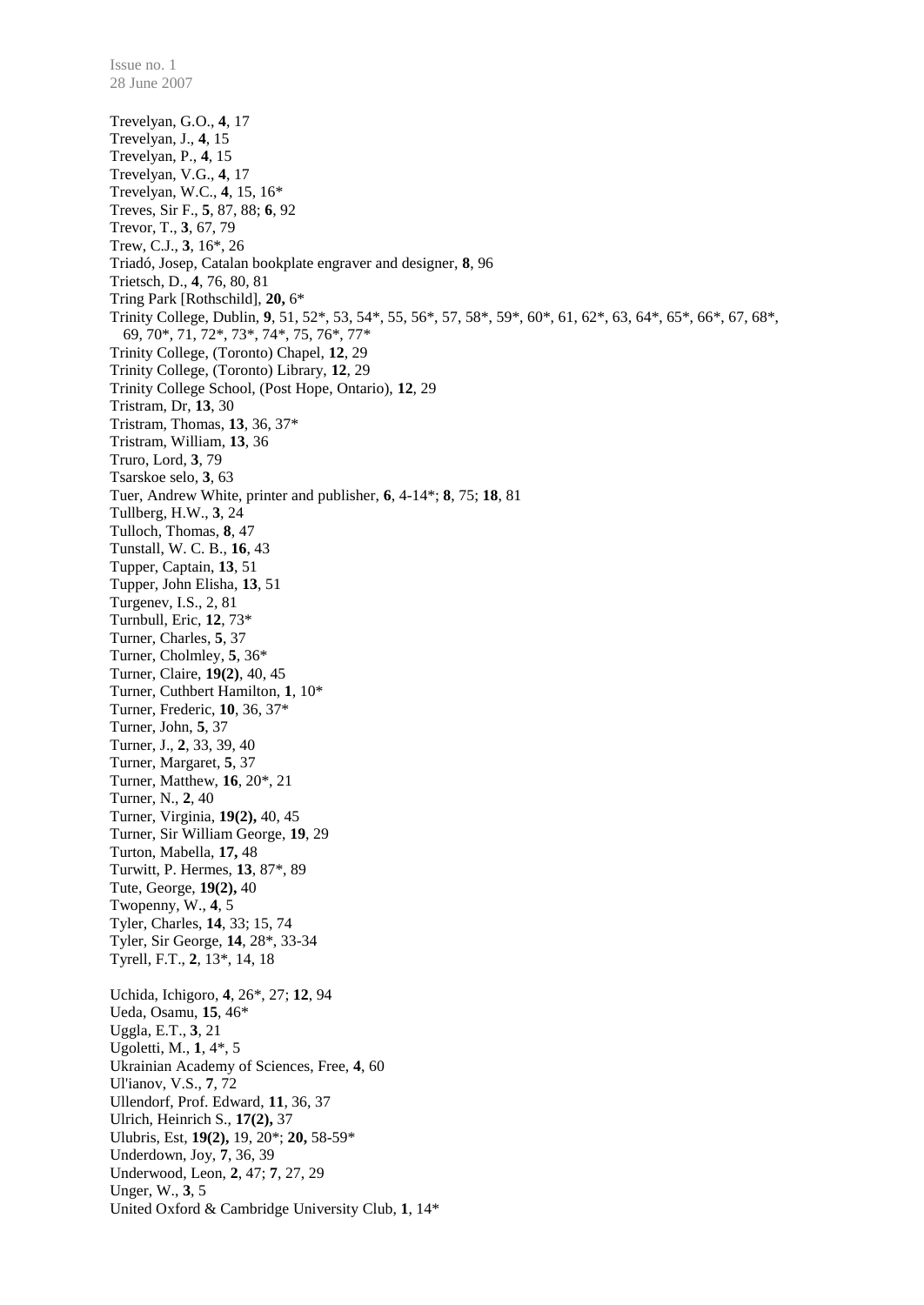Trevelyan, G.O., **4**, 17
Trevelyan, J., **4**, 15
Trevelyan, P., **4**, 15
Trevelyan, V.G., **4**, 17
Trevelyan, W.C., **4**, 15, 16*
Treves, Sir F., **5**, 87, 88; **6**, 92
Trevor, T., **3**, 67, 79
Trew, C.J., **3**, 16*, 26
Triadó, Josep, Catalan bookplate engraver and designer, **8**, 96
Trietsch, D., **4**, 76, 80, 81
Tring Park [Rothschild], **20,** 6*
Trinity College, Dublin, **9**, 51, 52*, 53, 54*, 55, 56*, 57, 58*, 59*, 60*, 61, 62*, 63, 64*, 65*, 66*, 67, 68*, 69, 70*, 71, 72*, 73*, 74*, 75, 76*, 77*
Trinity College, (Toronto) Chapel, **12**, 29
Trinity College, (Toronto) Library, **12**, 29
Trinity College School, (Post Hope, Ontario), **12**, 29
Tristram, Dr, **13**, 30
Tristram, Thomas, **13**, 36, 37*
Tristram, William, **13**, 36
Truro, Lord, **3**, 79
Tsarskoe selo, **3**, 63
Tuer, Andrew White, printer and publisher, **6**, 4-14*; **8**, 75; **18**, 81
Tullberg, H.W., **3**, 24
Tulloch, Thomas, **8**, 47
Tunstall, W. C. B., **16**, 43
Tupper, Captain, **13**, 51
Tupper, John Elisha, **13**, 51
Turgenev, I.S., 2, 81
Turnbull, Eric, **12**, 73*
Turner, Charles, **5**, 37
Turner, Cholmley, **5**, 36*
Turner, Claire, **19(2)**, 40, 45
Turner, Cuthbert Hamilton, **1**, 10*
Turner, Frederic, **10**, 36, 37*
Turner, John, **5**, 37
Turner, J., **2**, 33, 39, 40
Turner, Margaret, **5**, 37
Turner, Matthew, **16**, 20*, 21
Turner, N., **2**, 40
Turner, Virginia, **19(2),** 40, 45
Turner, Sir William George, **19**, 29
Turton, Mabella, **17,** 48
Turwitt, P. Hermes, **13**, 87*, 89
Tute, George, **19(2),** 40
Twopenny, W., **4**, 5
Tyler, Charles, **14**, 33; 15, 74
Tyler, Sir George, **14**, 28*, 33-34
Tyrell, F.T., **2**, 13*, 14, 18

Uchida, Ichigoro, **4**, 26*, 27; **12**, 94
Ueda, Osamu, **15**, 46*
Uggla, E.T., **3**, 21
Ugoletti, M., **1**, 4*, 5
Ukrainian Academy of Sciences, Free, **4**, 60
Ul'ianov, V.S., **7**, 72
Ullendorf, Prof. Edward, **11**, 36, 37
Ulrich, Heinrich S., **17(2),** 37
Ulubris, Est, **19(2),** 19, 20*; **20,** 58-59*
Underdown, Joy, **7**, 36, 39
Underwood, Leon, **2**, 47; **7**, 27, 29
Unger, W., **3**, 5
United Oxford & Cambridge University Club, **1**, 14*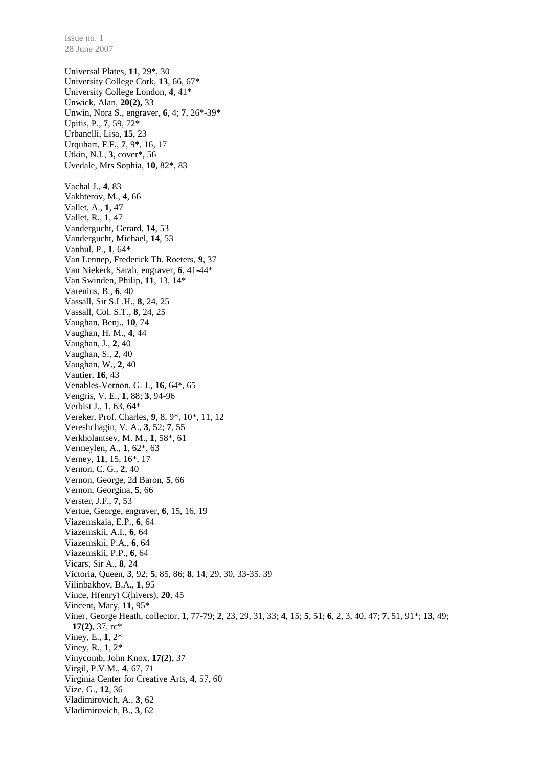Universal Plates, **11**, 29*, 30
University College Cork, **13**, 66, 67*
University College London, **4**, 41*
Unwick, Alan, **20(2),** 33
Unwin, Nora S., engraver, **6**, 4; **7**, 26*-39*
Upitis, P., **7**, 59, 72*
Urbanelli, Lisa, **15**, 23
Urquhart, F.F., **7**, 9*, 16, 17
Utkin, N.I., **3**, cover*, 56
Uvedale, Mrs Sophia, **10**, 82*, 83

Vachal J., **4**, 83
Vakhterov, M., **4**, 66
Vallet, A., **1**, 47
Vallet, R., **1**, 47
Vandergucht, Gerard, **14**, 53
Vandergucht, Michael, **14**, 53
Vanhul, P., **1**, 64*
Van Lennep, Frederick Th. Roeters, **9**, 37
Van Niekerk, Sarah, engraver, **6**, 41-44*
Van Swinden, Philip, **11**, 13, 14*
Varenius, B., **6**, 40
Vassall, Sir S.L.H., **8**, 24, 25
Vassall, Col. S.T., **8**, 24, 25
Vaughan, Benj., **10**, 74
Vaughan, H. M., **4**, 44
Vaughan, J., **2**, 40
Vaughan, S., **2**, 40
Vaughan, W., **2**, 40
Vautier, **16**, 43
Venables-Vernon, G. J., **16**, 64*, 65
Vengris, V. E., **1**, 88; **3**, 94-96
Verbist J., **1**, 63, 64*
Vereker, Prof. Charles, **9**, 8, 9*, 10*, 11, 12
Vereshchagin, V. A., **3**, 52; **7**, 55
Verkholantsev, M. M., **1**, 58*, 61
Vermeylen, A., **1**, 62*, 63
Verney, **11**, 15, 16*, 17
Vernon, C. G., **2**, 40
Vernon, George, 2d Baron, **5**, 66
Vernon, Georgina, **5**, 66
Verster, J.F., **7**, 53
Vertue, George, engraver, **6**, 15, 16, 19
Viazemskaia, E.P., **6**, 64
Viazemskii, A.I., **6**, 64
Viazemskii, P.A., **6**, 64
Viazemskii, P.P., **6**, 64
Vicars, Sir A., **8**, 24
Victoria, Queen, **3**, 92; **5**, 85, 86; **8**, 14, 29, 30, 33-35. 39
Vilinbakhov, B.A., **1**, 95
Vince, H(enry) C(hivers), **20**, 45
Vincent, Mary, **11**, 95*
Viner, George Heath, collector, **1**, 77-79; **2**, 23, 29, 31, 33; **4**, 15; **5**, 51; **6**, 2, 3, 40, 47; **7**, 51, 91*; **13**, 49; **17(2)**, 37, rc*
Viney, E., **1**, 2*
Viney, R., **1**, 2*
Vinycomb, John Knox, **17(2)**, 37
Virgil, P.V.M., **4**, 67, 71
Virginia Center for Creative Arts, **4**, 57, 60
Vize, G., **12**, 36
Vladimirovich, A., **3**, 62
Vladimirovich, B., **3**, 62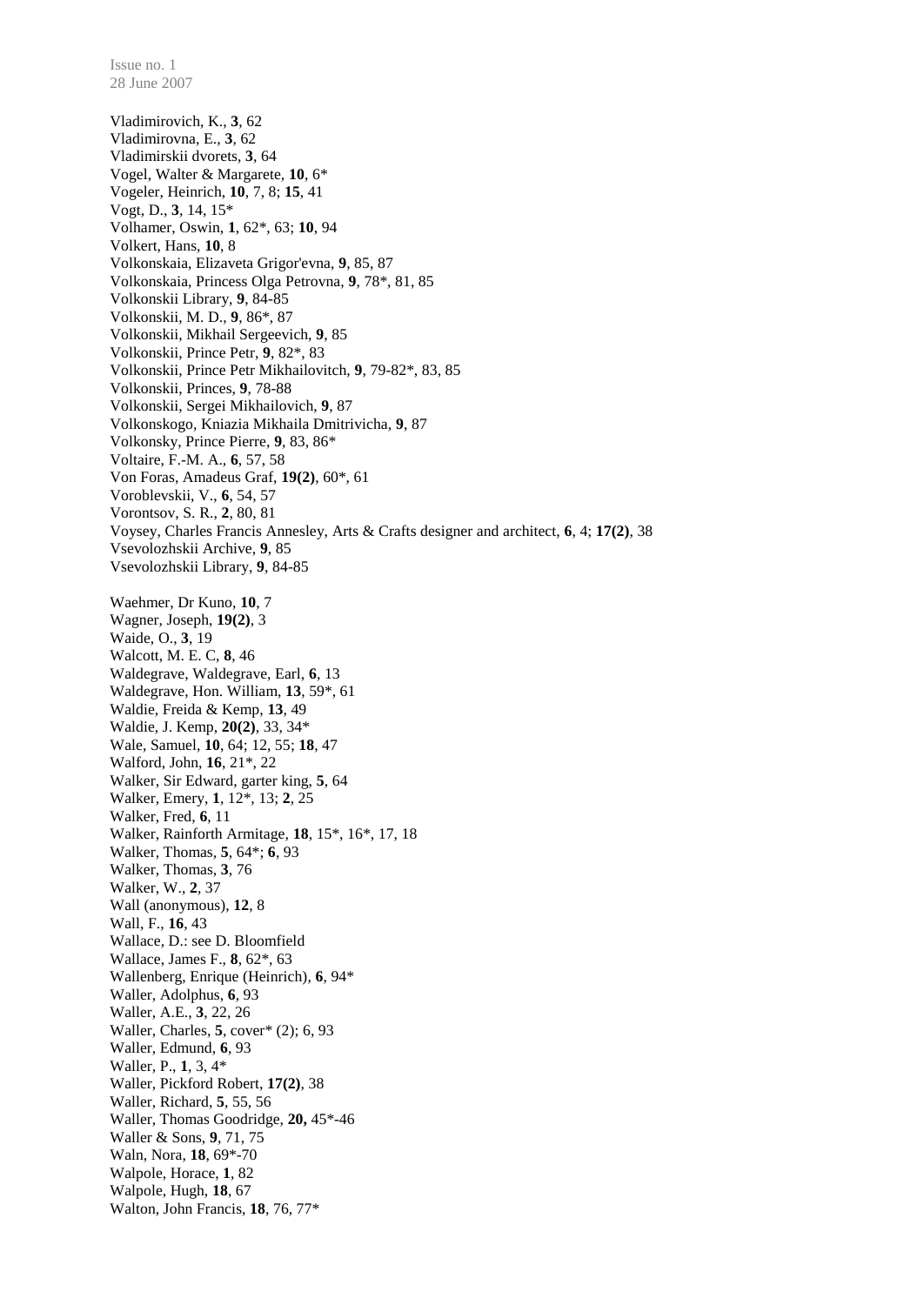Vladimirovich, K., **3**, 62
Vladimirovna, E., **3**, 62
Vladimirskii dvorets, **3**, 64
Vogel, Walter & Margarete, **10**, 6*
Vogeler, Heinrich, **10**, 7, 8; **15**, 41
Vogt, D., **3**, 14, 15*
Volhamer, Oswin, **1**, 62*, 63; **10**, 94
Volkert, Hans, **10**, 8
Volkonskaia, Elizaveta Grigor'evna, **9**, 85, 87
Volkonskaia, Princess Olga Petrovna, **9**, 78*, 81, 85
Volkonskii Library, **9**, 84-85
Volkonskii, M. D., **9**, 86*, 87
Volkonskii, Mikhail Sergeevich, **9**, 85
Volkonskii, Prince Petr, **9**, 82*, 83
Volkonskii, Prince Petr Mikhailovitch, **9**, 79-82*, 83, 85
Volkonskii, Princes, **9**, 78-88
Volkonskii, Sergei Mikhailovich, **9**, 87
Volkonskogo, Kniazia Mikhaila Dmitrivicha, **9**, 87
Volkonsky, Prince Pierre, **9**, 83, 86*
Voltaire, F.-M. A., **6**, 57, 58
Von Foras, Amadeus Graf, **19(2)**, 60*, 61
Voroblevskii, V., **6**, 54, 57
Vorontsov, S. R., **2**, 80, 81
Voysey, Charles Francis Annesley, Arts & Crafts designer and architect, **6**, 4; **17(2)**, 38
Vsevolozhskii Archive, **9**, 85
Vsevolozhskii Library, **9**, 84-85

Waehmer, Dr Kuno, **10**, 7
Wagner, Joseph, **19(2)**, 3
Waide, O., **3**, 19
Walcott, M. E. C, **8**, 46
Waldegrave, Waldegrave, Earl, **6**, 13
Waldegrave, Hon. William, **13**, 59*, 61
Waldie, Freida & Kemp, **13**, 49
Waldie, J. Kemp, **20(2)**, 33, 34*
Wale, Samuel, **10**, 64; 12, 55; **18**, 47
Walford, John, **16**, 21*, 22
Walker, Sir Edward, garter king, **5**, 64
Walker, Emery, **1**, 12*, 13; **2**, 25
Walker, Fred, **6**, 11
Walker, Rainforth Armitage, **18**, 15*, 16*, 17, 18
Walker, Thomas, **5**, 64*; **6**, 93
Walker, Thomas, **3**, 76
Walker, W., **2**, 37
Wall (anonymous), **12**, 8
Wall, F., **16**, 43
Wallace, D.: see D. Bloomfield
Wallace, James F., **8**, 62*, 63
Wallenberg, Enrique (Heinrich), **6**, 94*
Waller, Adolphus, **6**, 93
Waller, A.E., **3**, 22, 26
Waller, Charles, **5**, cover* (2); 6, 93
Waller, Edmund, **6**, 93
Waller, P., **1**, 3, 4*
Waller, Pickford Robert, **17(2)**, 38
Waller, Richard, **5**, 55, 56
Waller, Thomas Goodridge, **20,** 45*-46
Waller & Sons, **9**, 71, 75
Waln, Nora, **18**, 69*-70
Walpole, Horace, **1**, 82
Walpole, Hugh, **18**, 67
Walton, John Francis, **18**, 76, 77*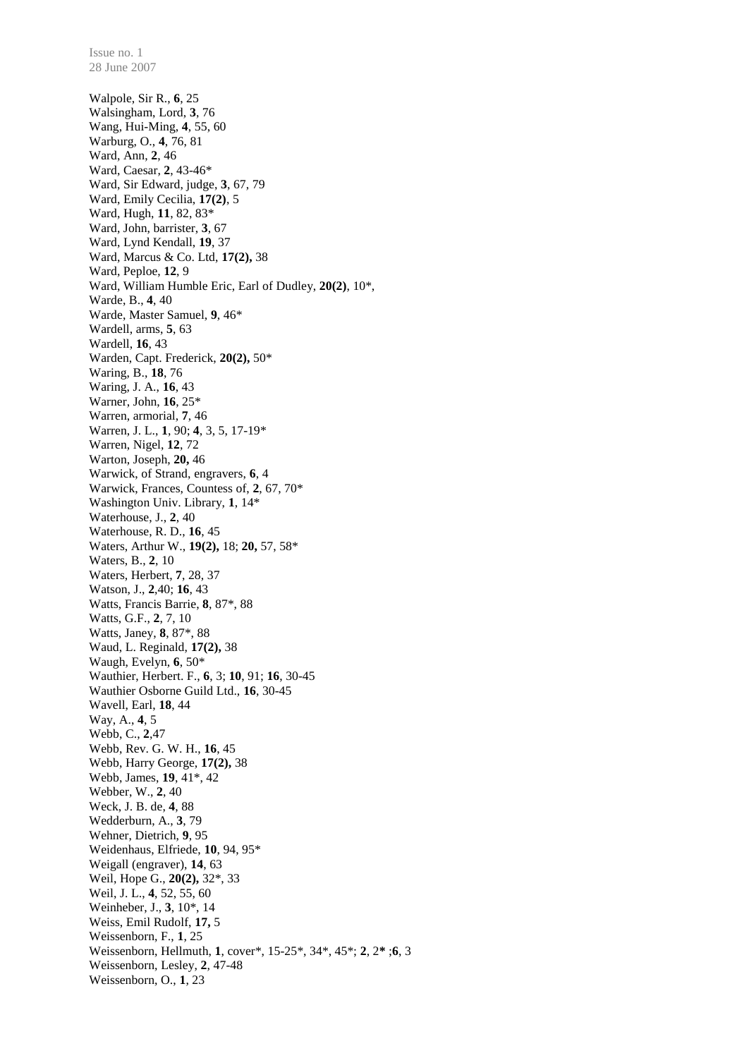Walpole, Sir R., **6**, 25
Walsingham, Lord, **3**, 76
Wang, Hui-Ming, **4**, 55, 60
Warburg, O., **4**, 76, 81
Ward, Ann, **2**, 46
Ward, Caesar, **2**, 43-46*
Ward, Sir Edward, judge, **3**, 67, 79
Ward, Emily Cecilia, **17(2)**, 5
Ward, Hugh, **11**, 82, 83*
Ward, John, barrister, **3**, 67
Ward, Lynd Kendall, **19**, 37
Ward, Marcus & Co. Ltd, **17(2),** 38
Ward, Peploe, **12**, 9
Ward, William Humble Eric, Earl of Dudley, **20(2)**, 10*,
Warde, B., **4**, 40
Warde, Master Samuel, **9**, 46*
Wardell, arms, **5**, 63
Wardell, **16**, 43
Warden, Capt. Frederick, **20(2),** 50*
Waring, B., **18**, 76
Waring, J. A., **16**, 43
Warner, John, **16**, 25*
Warren, armorial, **7**, 46
Warren, J. L., **1**, 90; **4**, 3, 5, 17-19*
Warren, Nigel, **12**, 72
Warton, Joseph, **20,** 46
Warwick, of Strand, engravers, **6**, 4
Warwick, Frances, Countess of, **2**, 67, 70*
Washington Univ. Library, **1**, 14*
Waterhouse, J., **2**, 40
Waterhouse, R. D., **16**, 45
Waters, Arthur W., **19(2),** 18; **20,** 57, 58*
Waters, B., **2**, 10
Waters, Herbert, **7**, 28, 37
Watson, J., **2**,40; **16**, 43
Watts, Francis Barrie, **8**, 87*, 88
Watts, G.F., **2**, 7, 10
Watts, Janey, **8**, 87*, 88
Waud, L. Reginald, **17(2),** 38
Waugh, Evelyn, **6**, 50*
Wauthier, Herbert. F., **6**, 3; **10**, 91; **16**, 30-45
Wauthier Osborne Guild Ltd., **16**, 30-45
Wavell, Earl, **18**, 44
Way, A., **4**, 5
Webb, C., **2**,47
Webb, Rev. G. W. H., **16**, 45
Webb, Harry George, **17(2),** 38
Webb, James, **19**, 41*, 42
Webber, W., **2**, 40
Weck, J. B. de, **4**, 88
Wedderburn, A., **3**, 79
Wehner, Dietrich, **9**, 95
Weidenhaus, Elfriede, **10**, 94, 95*
Weigall (engraver), **14**, 63
Weil, Hope G., **20(2),** 32*, 33
Weil, J. L., **4**, 52, 55, 60
Weinheber, J., **3**, 10*, 14
Weiss, Emil Rudolf, **17,** 5
Weissenborn, F., **1**, 25
Weissenborn, Hellmuth, **1**, cover*, 15-25*, 34*, 45*; **2**, 2* ;**6**, 3
Weissenborn, Lesley, **2**, 47-48
Weissenborn, O., **1**, 23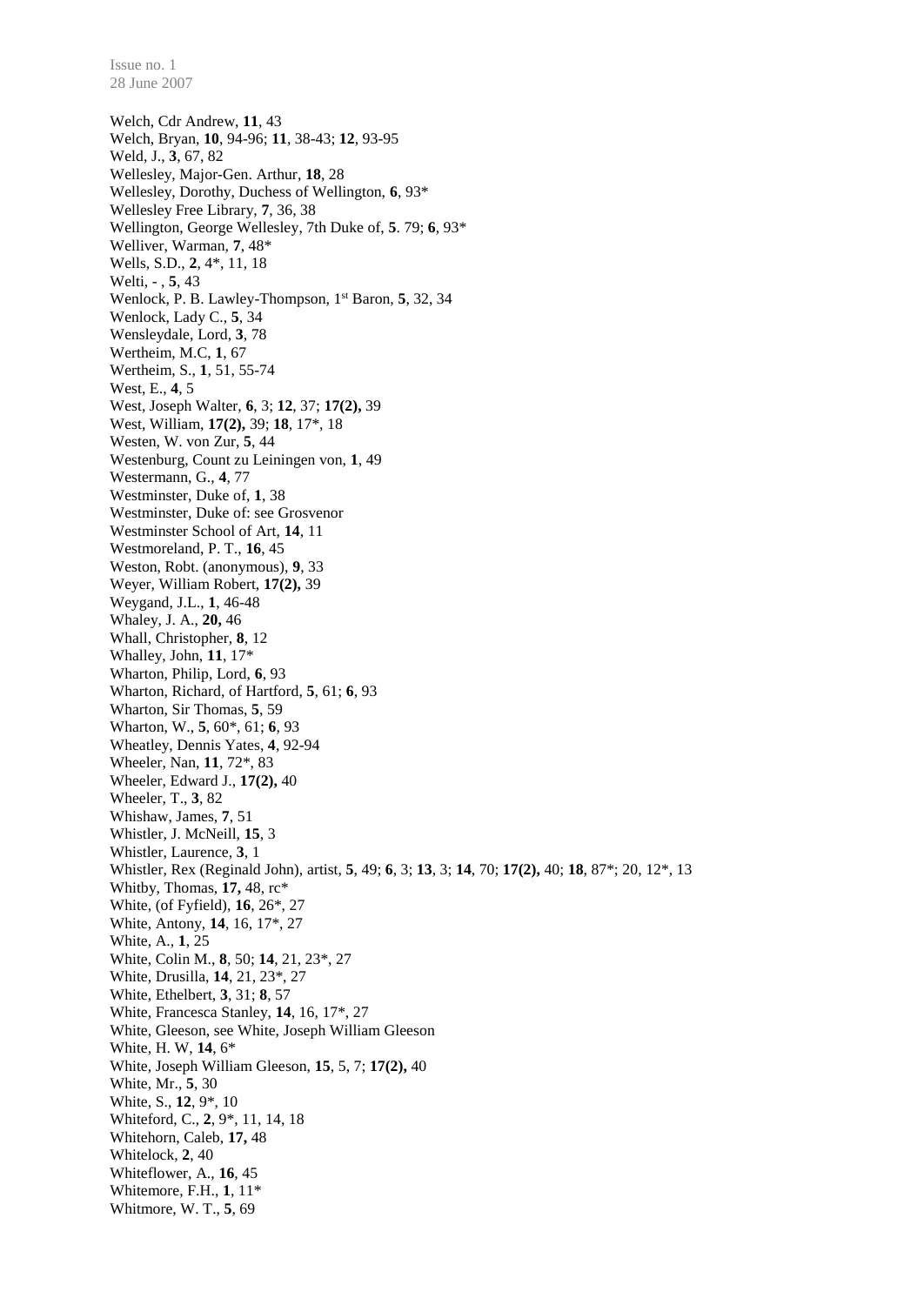Welch, Cdr Andrew, **11**, 43
Welch, Bryan, **10**, 94-96; **11**, 38-43; **12**, 93-95
Weld, J., **3**, 67, 82
Wellesley, Major-Gen. Arthur, **18**, 28
Wellesley, Dorothy, Duchess of Wellington, **6**, 93*
Wellesley Free Library, **7**, 36, 38
Wellington, George Wellesley, 7th Duke of, **5**. 79; **6**, 93*
Welliver, Warman, **7**, 48*
Wells, S.D., **2**, 4*, 11, 18
Welti, - , **5**, 43
Wenlock, P. B. Lawley-Thompson, 1st Baron, **5**, 32, 34
Wenlock, Lady C., **5**, 34
Wensleydale, Lord, **3**, 78
Wertheim, M.C, **1**, 67
Wertheim, S., **1**, 51, 55-74
West, E., **4**, 5
West, Joseph Walter, **6**, 3; **12**, 37; **17(2),** 39
West, William, **17(2),** 39; **18**, 17*, 18
Westen, W. von Zur, **5**, 44
Westenburg, Count zu Leiningen von, **1**, 49
Westermann, G., **4**, 77
Westminster, Duke of, **1**, 38
Westminster, Duke of: see Grosvenor
Westminster School of Art, **14**, 11
Westmoreland, P. T., **16**, 45
Weston, Robt. (anonymous), **9**, 33
Weyer, William Robert, **17(2),** 39
Weygand, J.L., **1**, 46-48
Whaley, J. A., **20,** 46
Whall, Christopher, **8**, 12
Whalley, John, **11**, 17*
Wharton, Philip, Lord, **6**, 93
Wharton, Richard, of Hartford, **5**, 61; **6**, 93
Wharton, Sir Thomas, **5**, 59
Wharton, W., **5**, 60*, 61; **6**, 93
Wheatley, Dennis Yates, **4**, 92-94
Wheeler, Nan, **11**, 72*, 83
Wheeler, Edward J., **17(2),** 40
Wheeler, T., **3**, 82
Whishaw, James, **7**, 51
Whistler, J. McNeill, **15**, 3
Whistler, Laurence, **3**, 1
Whistler, Rex (Reginald John), artist, **5**, 49; **6**, 3; **13**, 3; **14**, 70; **17(2),** 40; **18**, 87*; 20, 12*, 13
Whitby, Thomas, **17,** 48, rc*
White, (of Fyfield), **16**, 26*, 27
White, Antony, **14**, 16, 17*, 27
White, A., **1**, 25
White, Colin M., **8**, 50; **14**, 21, 23*, 27
White, Drusilla, **14**, 21, 23*, 27
White, Ethelbert, **3**, 31; **8**, 57
White, Francesca Stanley, **14**, 16, 17*, 27
White, Gleeson, see White, Joseph William Gleeson
White, H. W, **14**, 6*
White, Joseph William Gleeson, **15**, 5, 7; **17(2),** 40
White, Mr., **5**, 30
White, S., **12**, 9*, 10
Whiteford, C., **2**, 9*, 11, 14, 18
Whitehorn, Caleb, **17,** 48
Whitelock, **2**, 40
Whiteflower, A., **16**, 45
Whitemore, F.H., **1**, 11*
Whitmore, W. T., **5**, 69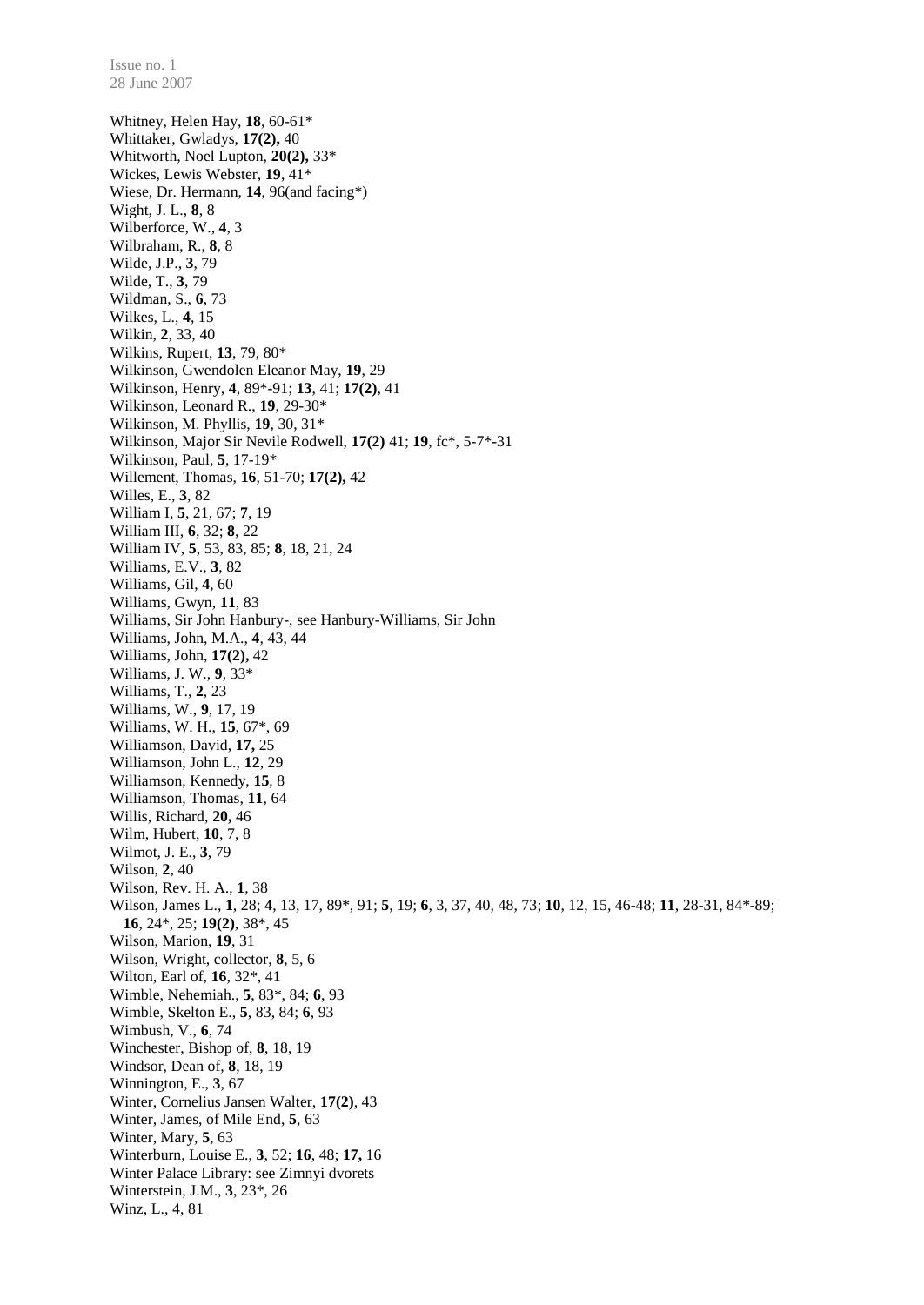Whitney, Helen Hay, **18**, 60-61*
Whittaker, Gwladys, **17(2),** 40
Whitworth, Noel Lupton, **20(2),** 33*
Wickes, Lewis Webster, **19**, 41*
Wiese, Dr. Hermann, **14**, 96(and facing*)
Wight, J. L., **8**, 8
Wilberforce, W., **4**, 3
Wilbraham, R., **8**, 8
Wilde, J.P., **3**, 79
Wilde, T., **3**, 79
Wildman, S., **6**, 73
Wilkes, L., **4**, 15
Wilkin, **2**, 33, 40
Wilkins, Rupert, **13**, 79, 80*
Wilkinson, Gwendolen Eleanor May, **19**, 29
Wilkinson, Henry, **4**, 89*-91; **13**, 41; **17(2)**, 41
Wilkinson, Leonard R., **19**, 29-30*
Wilkinson, M. Phyllis, **19**, 30, 31*
Wilkinson, Major Sir Nevile Rodwell, **17(2)** 41; **19**, fc*, 5-7*-31
Wilkinson, Paul, **5**, 17-19*
Willement, Thomas, **16**, 51-70; **17(2),** 42
Willes, E., **3**, 82
William I, **5**, 21, 67; **7**, 19
William III, **6**, 32; **8**, 22
William IV, **5**, 53, 83, 85; **8**, 18, 21, 24
Williams, E.V., **3**, 82
Williams, Gil, **4**, 60
Williams, Gwyn, **11**, 83
Williams, Sir John Hanbury-, see Hanbury-Williams, Sir John
Williams, John, M.A., **4**, 43, 44
Williams, John, **17(2),** 42
Williams, J. W., **9**, 33*
Williams, T., **2**, 23
Williams, W., **9**, 17, 19
Williams, W. H., **15**, 67*, 69
Williamson, David, **17,** 25
Williamson, John L., **12**, 29
Williamson, Kennedy, **15**, 8
Williamson, Thomas, **11**, 64
Willis, Richard, **20,** 46
Wilm, Hubert, **10**, 7, 8
Wilmot, J. E., **3**, 79
Wilson, **2**, 40
Wilson, Rev. H. A., **1**, 38
Wilson, James L., **1**, 28; **4**, 13, 17, 89*, 91; **5**, 19; **6**, 3, 37, 40, 48, 73; **10**, 12, 15, 46-48; **11**, 28-31, 84*-89; **16**, 24*, 25; **19(2)**, 38*, 45
Wilson, Marion, **19**, 31
Wilson, Wright, collector, **8**, 5, 6
Wilton, Earl of, **16**, 32*, 41
Wimble, Nehemiah., **5**, 83*, 84; **6**, 93
Wimble, Skelton E., **5**, 83, 84; **6**, 93
Wimbush, V., **6**, 74
Winchester, Bishop of, **8**, 18, 19
Windsor, Dean of, **8**, 18, 19
Winnington, E., **3**, 67
Winter, Cornelius Jansen Walter, **17(2)**, 43
Winter, James, of Mile End, **5**, 63
Winter, Mary, **5**, 63
Winterburn, Louise E., **3**, 52; **16**, 48; **17,** 16
Winter Palace Library: see Zimnyi dvorets
Winterstein, J.M., **3**, 23*, 26
Winz, L., 4, 81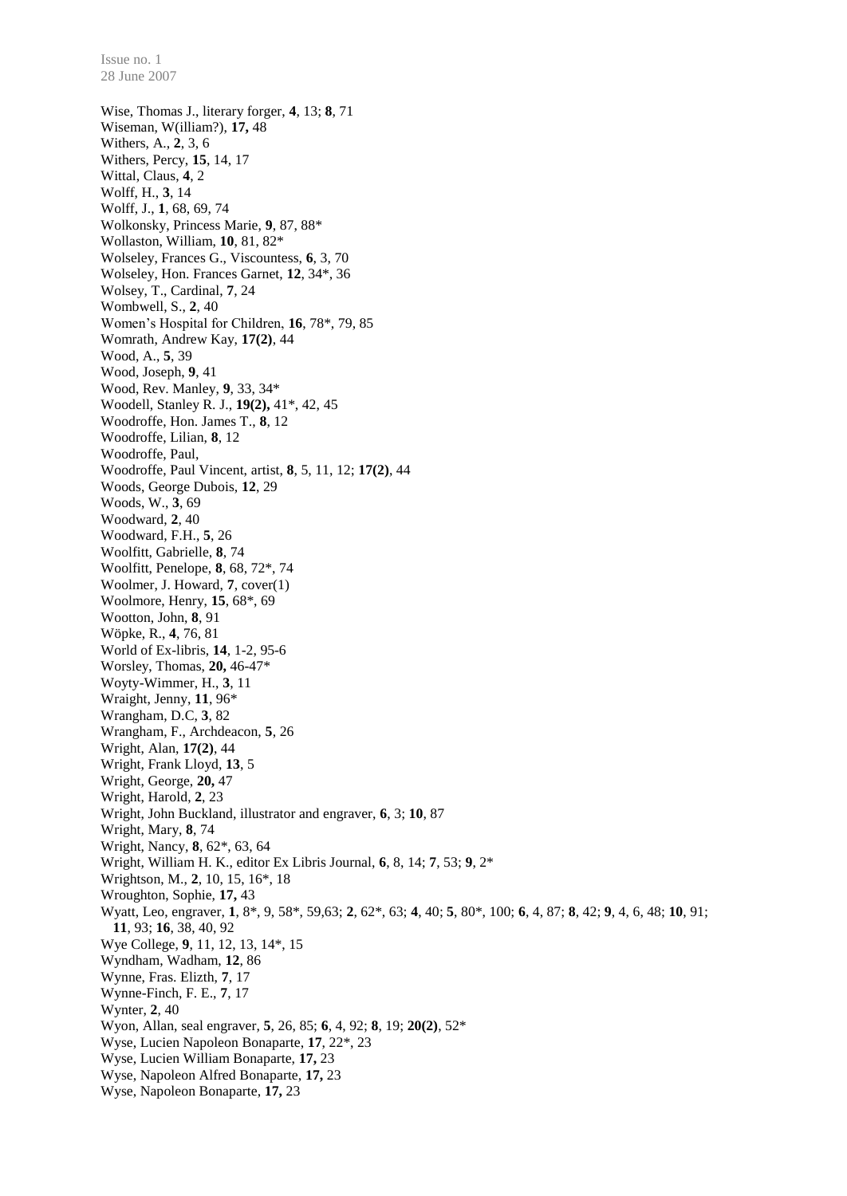Wise, Thomas J., literary forger, **4**, 13; **8**, 71
Wiseman, W(illiam?), **17,** 48
Withers, A., **2**, 3, 6
Withers, Percy, **15**, 14, 17
Wittal, Claus, **4**, 2
Wolff, H., **3**, 14
Wolff, J., **1**, 68, 69, 74
Wolkonsky, Princess Marie, **9**, 87, 88*
Wollaston, William, **10**, 81, 82*
Wolseley, Frances G., Viscountess, **6**, 3, 70
Wolseley, Hon. Frances Garnet, **12**, 34*, 36
Wolsey, T., Cardinal, **7**, 24
Wombwell, S., **2**, 40
Women's Hospital for Children, **16**, 78*, 79, 85
Womrath, Andrew Kay, **17(2)**, 44
Wood, A., **5**, 39
Wood, Joseph, **9**, 41
Wood, Rev. Manley, **9**, 33, 34*
Woodell, Stanley R. J., **19(2),** 41*, 42, 45
Woodroffe, Hon. James T., **8**, 12
Woodroffe, Lilian, **8**, 12
Woodroffe, Paul,
Woodroffe, Paul Vincent, artist, **8**, 5, 11, 12; **17(2)**, 44
Woods, George Dubois, **12**, 29
Woods, W., **3**, 69
Woodward, **2**, 40
Woodward, F.H., **5**, 26
Woolfitt, Gabrielle, **8**, 74
Woolfitt, Penelope, **8**, 68, 72*, 74
Woolmer, J. Howard, **7**, cover(1)
Woolmore, Henry, **15**, 68*, 69
Wootton, John, **8**, 91
Wöpke, R., **4**, 76, 81
World of Ex-libris, **14**, 1-2, 95-6
Worsley, Thomas, **20,** 46-47*
Woyty-Wimmer, H., **3**, 11
Wraight, Jenny, **11**, 96*
Wrangham, D.C, **3**, 82
Wrangham, F., Archdeacon, **5**, 26
Wright, Alan, **17(2)**, 44
Wright, Frank Lloyd, **13**, 5
Wright, George, **20,** 47
Wright, Harold, **2**, 23
Wright, John Buckland, illustrator and engraver, **6**, 3; **10**, 87
Wright, Mary, **8**, 74
Wright, Nancy, **8**, 62*, 63, 64
Wright, William H. K., editor Ex Libris Journal, **6**, 8, 14; **7**, 53; **9**, 2*
Wrightson, M., **2**, 10, 15, 16*, 18
Wroughton, Sophie, **17,** 43
Wyatt, Leo, engraver, **1**, 8*, 9, 58*, 59,63; **2**, 62*, 63; **4**, 40; **5**, 80*, 100; **6**, 4, 87; **8**, 42; **9**, 4, 6, 48; **10**, 91; **11**, 93; **16**, 38, 40, 92
Wye College, **9**, 11, 12, 13, 14*, 15
Wyndham, Wadham, **12**, 86
Wynne, Fras. Elizth, **7**, 17
Wynne-Finch, F. E., **7**, 17
Wynter, **2**, 40
Wyon, Allan, seal engraver, **5**, 26, 85; **6**, 4, 92; **8**, 19; **20(2)**, 52*
Wyse, Lucien Napoleon Bonaparte, **17**, 22*, 23
Wyse, Lucien William Bonaparte, **17,** 23
Wyse, Napoleon Alfred Bonaparte, **17,** 23
Wyse, Napoleon Bonaparte, **17,** 23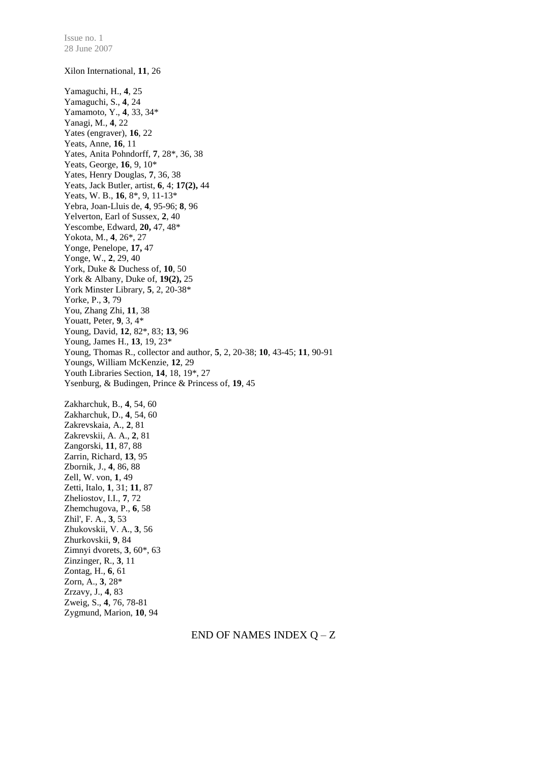Xilon International, **11**, 26

Yamaguchi, H., **4**, 25
Yamaguchi, S., **4**, 24
Yamamoto, Y., **4**, 33, 34*
Yanagi, M., **4**, 22
Yates (engraver), **16**, 22
Yeats, Anne, **16**, 11
Yates, Anita Pohndorff, **7**, 28*, 36, 38
Yeats, George, **16**, 9, 10*
Yates, Henry Douglas, **7**, 36, 38
Yeats, Jack Butler, artist, **6**, 4; **17(2),** 44
Yeats, W. B., **16**, 8*, 9, 11-13*
Yebra, Joan-Lluis de, **4**, 95-96; **8**, 96
Yelverton, Earl of Sussex, **2**, 40
Yescombe, Edward, **20,** 47, 48*
Yokota, M., **4**, 26*, 27
Yonge, Penelope, **17,** 47
Yonge, W., **2**, 29, 40
York, Duke & Duchess of, **10**, 50
York & Albany, Duke of, **19(2),** 25
York Minster Library, **5**, 2, 20-38*
Yorke, P., **3**, 79
You, Zhang Zhi, **11**, 38
Youatt, Peter, **9**, 3, 4*
Young, David, **12**, 82*, 83; **13**, 96
Young, James H., **13**, 19, 23*
Young, Thomas R., collector and author, **5**, 2, 20-38; **10**, 43-45; **11**, 90-91
Youngs, William McKenzie, **12**, 29
Youth Libraries Section, **14**, 18, 19*, 27
Ysenburg, & Budingen, Prince & Princess of, **19**, 45

Zakharchuk, B., **4**, 54, 60
Zakharchuk, D., **4**, 54, 60
Zakrevskaia, A., **2**, 81
Zakrevskii, A. A., **2**, 81
Zangorski, **11**, 87, 88
Zarrin, Richard, **13**, 95
Zbornik, J., **4**, 86, 88
Zell, W. von, **1**, 49
Zetti, Italo, **1**, 31; **11**, 87
Zheliostov, I.I., **7**, 72
Zhemchugova, P., **6**, 58
Zhil', F. A., **3**, 53
Zhukovskii, V. A., **3**, 56
Zhurkovskii, **9**, 84
Zimnyi dvorets, **3**, 60*, 63
Zinzinger, R., **3**, 11
Zontag, H., **6**, 61
Zorn, A., **3**, 28*
Zrzavy, J., **4**, 83
Zweig, S., **4**, 76, 78-81
Zygmund, Marion, **10**, 94

END OF NAMES INDEX Q – Z